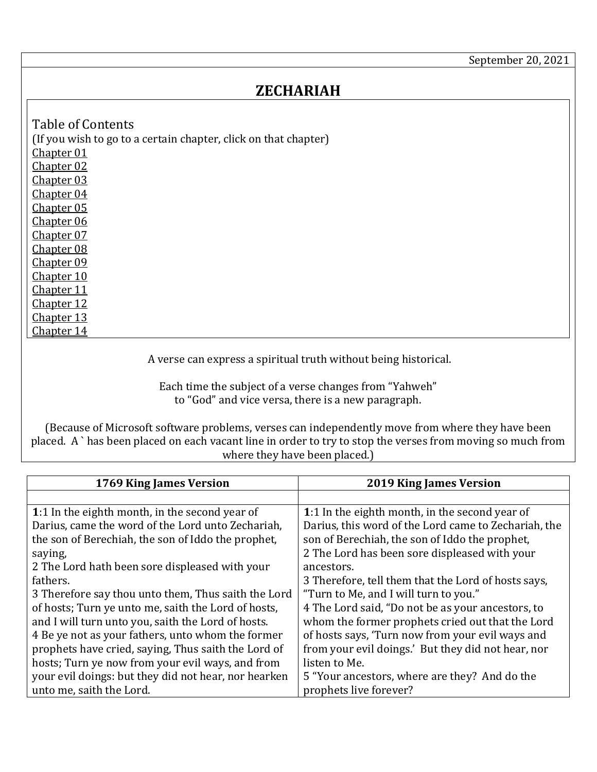September 20, 2021

# ZECHARIAH

Table of Contents
(If you wish to go to a certain chapter, click on that chapter)
Chapter 01
Chapter 02
Chapter 03
Chapter 04
Chapter 05
Chapter 06
Chapter 07
Chapter 08
Chapter 09
Chapter 10
Chapter 11
Chapter 12
Chapter 13
Chapter 14

A verse can express a spiritual truth without being historical.

Each time the subject of a verse changes from "Yahweh" to "God" and vice versa, there is a new paragraph.

(Because of Microsoft software problems, verses can independently move from where they have been placed. A ` has been placed on each vacant line in order to try to stop the verses from moving so much from where they have been placed.)

| 1769 King James Version | 2019 King James Version |
|---|---|
| | |
| **1**:1 In the eighth month, in the second year of Darius, came the word of the Lord unto Zechariah, the son of Berechiah, the son of Iddo the prophet, saying,<br>2 The Lord hath been sore displeased with your fathers.<br>3 Therefore say thou unto them, Thus saith the Lord of hosts; Turn ye unto me, saith the Lord of hosts, and I will turn unto you, saith the Lord of hosts.<br>4 Be ye not as your fathers, unto whom the former prophets have cried, saying, Thus saith the Lord of hosts; Turn ye now from your evil ways, and from your evil doings: but they did not hear, nor hearken unto me, saith the Lord. | **1**:1 In the eighth month, in the second year of Darius, this word of the Lord came to Zechariah, the son of Berechiah, the son of Iddo the prophet,<br>2 The Lord has been sore displeased with your ancestors.<br>3 Therefore, tell them that the Lord of hosts says, "Turn to Me, and I will turn to you."<br>4 The Lord said, "Do not be as your ancestors, to whom the former prophets cried out that the Lord of hosts says, 'Turn now from your evil ways and from your evil doings.' But they did not hear, nor listen to Me.<br>5 "Your ancestors, where are they? And do the prophets live forever? |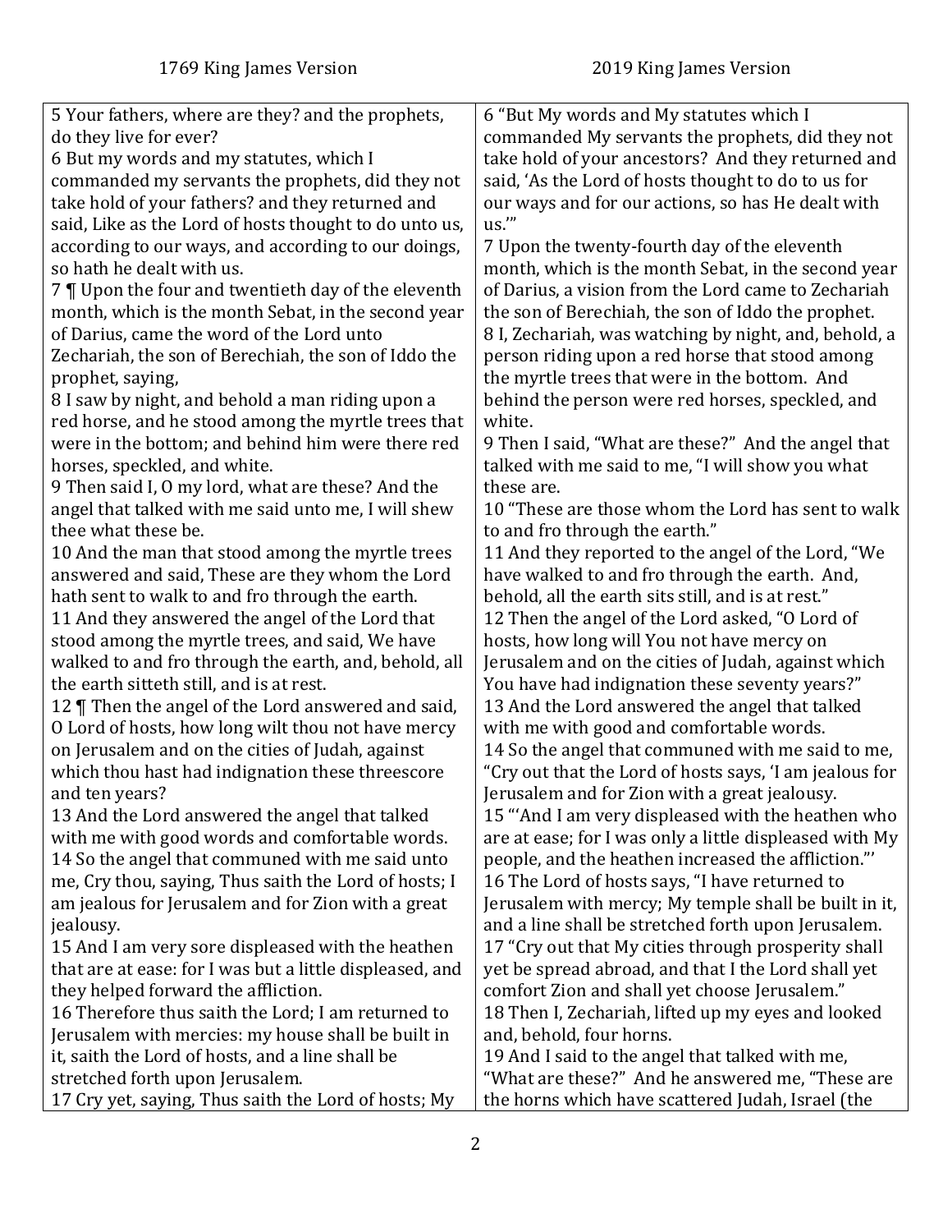| 1769 King James Version | 2019 King James Version |
| --- | --- |
| 5 Your fathers, where are they? and the prophets, do they live for ever?<br>6 But my words and my statutes, which I commanded my servants the prophets, did they not take hold of your fathers? and they returned and said, Like as the Lord of hosts thought to do unto us, according to our ways, and according to our doings, so hath he dealt with us.<br>7 ¶ Upon the four and twentieth day of the eleventh month, which is the month Sebat, in the second year of Darius, came the word of the Lord unto Zechariah, the son of Berechiah, the son of Iddo the prophet, saying,<br>8 I saw by night, and behold a man riding upon a red horse, and he stood among the myrtle trees that were in the bottom; and behind him were there red horses, speckled, and white.<br>9 Then said I, O my lord, what are these? And the angel that talked with me said unto me, I will shew thee what these be.<br>10 And the man that stood among the myrtle trees answered and said, These are they whom the Lord hath sent to walk to and fro through the earth.<br>11 And they answered the angel of the Lord that stood among the myrtle trees, and said, We have walked to and fro through the earth, and, behold, all the earth sitteth still, and is at rest.<br>12 ¶ Then the angel of the Lord answered and said, O Lord of hosts, how long wilt thou not have mercy on Jerusalem and on the cities of Judah, against which thou hast had indignation these threescore and ten years?<br>13 And the Lord answered the angel that talked with me with good words and comfortable words.<br>14 So the angel that communed with me said unto me, Cry thou, saying, Thus saith the Lord of hosts; I am jealous for Jerusalem and for Zion with a great jealousy.<br>15 And I am very sore displeased with the heathen that are at ease: for I was but a little displeased, and they helped forward the affliction.<br>16 Therefore thus saith the Lord; I am returned to Jerusalem with mercies: my house shall be built in it, saith the Lord of hosts, and a line shall be stretched forth upon Jerusalem.<br>17 Cry yet, saying, Thus saith the Lord of hosts; My | 6 "But My words and My statutes which I commanded My servants the prophets, did they not take hold of your ancestors? And they returned and said, 'As the Lord of hosts thought to do to us for our ways and for our actions, so has He dealt with us.'"<br>7 Upon the twenty-fourth day of the eleventh month, which is the month Sebat, in the second year of Darius, a vision from the Lord came to Zechariah the son of Berechiah, the son of Iddo the prophet.<br>8 I, Zechariah, was watching by night, and, behold, a person riding upon a red horse that stood among the myrtle trees that were in the bottom. And behind the person were red horses, speckled, and white.<br>9 Then I said, "What are these?" And the angel that talked with me said to me, "I will show you what these are.<br>10 "These are those whom the Lord has sent to walk to and fro through the earth."<br>11 And they reported to the angel of the Lord, "We have walked to and fro through the earth. And, behold, all the earth sits still, and is at rest."<br>12 Then the angel of the Lord asked, "O Lord of hosts, how long will You not have mercy on Jerusalem and on the cities of Judah, against which You have had indignation these seventy years?"<br>13 And the Lord answered the angel that talked with me with good and comfortable words.<br>14 So the angel that communed with me said to me, "Cry out that the Lord of hosts says, 'I am jealous for Jerusalem and for Zion with a great jealousy.<br>15 "'And I am very displeased with the heathen who are at ease; for I was only a little displeased with My people, and the heathen increased the affliction."'<br>16 The Lord of hosts says, "I have returned to Jerusalem with mercy; My temple shall be built in it, and a line shall be stretched forth upon Jerusalem.<br>17 "Cry out that My cities through prosperity shall yet be spread abroad, and that I the Lord shall yet comfort Zion and shall yet choose Jerusalem."<br>18 Then I, Zechariah, lifted up my eyes and looked and, behold, four horns.<br>19 And I said to the angel that talked with me, "What are these?" And he answered me, "These are the horns which have scattered Judah, Israel (the |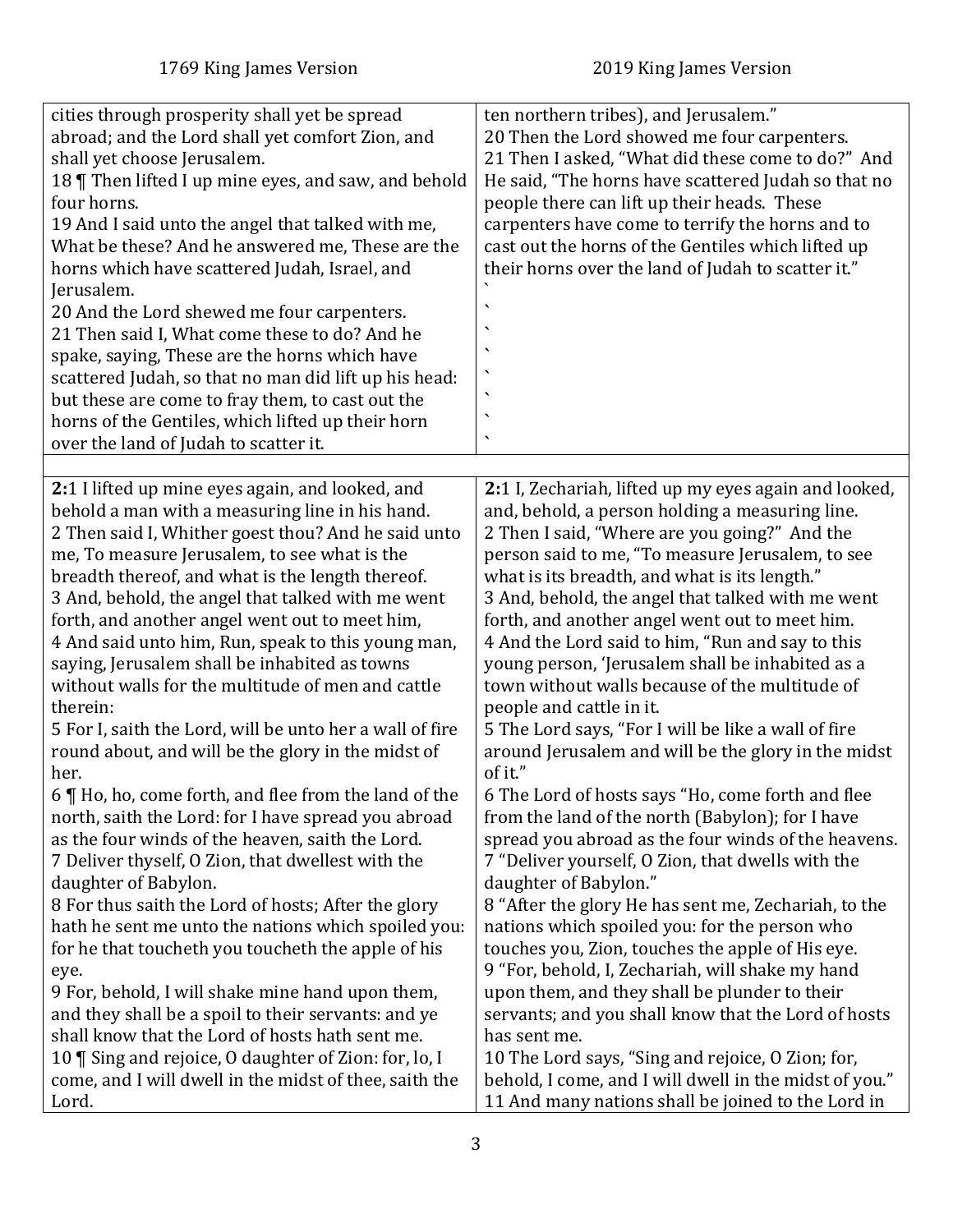| 1769 King James Version | 2019 King James Version |
| --- | --- |
| cities through prosperity shall yet be spread abroad; and the Lord shall yet comfort Zion, and shall yet choose Jerusalem.<br>18 ¶ Then lifted I up mine eyes, and saw, and behold four horns.<br>19 And I said unto the angel that talked with me, What be these? And he answered me, These are the horns which have scattered Judah, Israel, and Jerusalem.<br>20 And the Lord shewed me four carpenters.<br>21 Then said I, What come these to do? And he spake, saying, These are the horns which have scattered Judah, so that no man did lift up his head: but these are come to fray them, to cast out the horns of the Gentiles, which lifted up their horn over the land of Judah to scatter it. | ten northern tribes), and Jerusalem."<br>20 Then the Lord showed me four carpenters.<br>21 Then I asked, "What did these come to do?" And He said, "The horns have scattered Judah so that no people there can lift up their heads. These carpenters have come to terrify the horns and to cast out the horns of the Gentiles which lifted up their horns over the land of Judah to scatter it."<br>`<br>`<br>`<br>`<br>`<br>`<br>`<br>` |
| | |
| **2:**1 I lifted up mine eyes again, and looked, and behold a man with a measuring line in his hand.<br>2 Then said I, Whither goest thou? And he said unto me, To measure Jerusalem, to see what is the breadth thereof, and what is the length thereof.<br>3 And, behold, the angel that talked with me went forth, and another angel went out to meet him,<br>4 And said unto him, Run, speak to this young man, saying, Jerusalem shall be inhabited as towns without walls for the multitude of men and cattle therein:<br>5 For I, saith the Lord, will be unto her a wall of fire round about, and will be the glory in the midst of her.<br>6 ¶ Ho, ho, come forth, and flee from the land of the north, saith the Lord: for I have spread you abroad as the four winds of the heaven, saith the Lord.<br>7 Deliver thyself, O Zion, that dwellest with the daughter of Babylon.<br>8 For thus saith the Lord of hosts; After the glory hath he sent me unto the nations which spoiled you: for he that toucheth you toucheth the apple of his eye.<br>9 For, behold, I will shake mine hand upon them, and they shall be a spoil to their servants: and ye shall know that the Lord of hosts hath sent me.<br>10 ¶ Sing and rejoice, O daughter of Zion: for, lo, I come, and I will dwell in the midst of thee, saith the Lord. | **2:**1 I, Zechariah, lifted up my eyes again and looked, and, behold, a person holding a measuring line.<br>2 Then I said, "Where are you going?" And the person said to me, "To measure Jerusalem, to see what is its breadth, and what is its length."<br>3 And, behold, the angel that talked with me went forth, and another angel went out to meet him.<br>4 And the Lord said to him, "Run and say to this young person, 'Jerusalem shall be inhabited as a town without walls because of the multitude of people and cattle in it.<br>5 The Lord says, "For I will be like a wall of fire around Jerusalem and will be the glory in the midst of it."<br>6 The Lord of hosts says "Ho, come forth and flee from the land of the north (Babylon); for I have spread you abroad as the four winds of the heavens.<br>7 "Deliver yourself, O Zion, that dwells with the daughter of Babylon."<br>8 "After the glory He has sent me, Zechariah, to the nations which spoiled you: for the person who touches you, Zion, touches the apple of His eye.<br>9 "For, behold, I, Zechariah, will shake my hand upon them, and they shall be plunder to their servants; and you shall know that the Lord of hosts has sent me.<br>10 The Lord says, "Sing and rejoice, O Zion; for, behold, I come, and I will dwell in the midst of you."<br>11 And many nations shall be joined to the Lord in |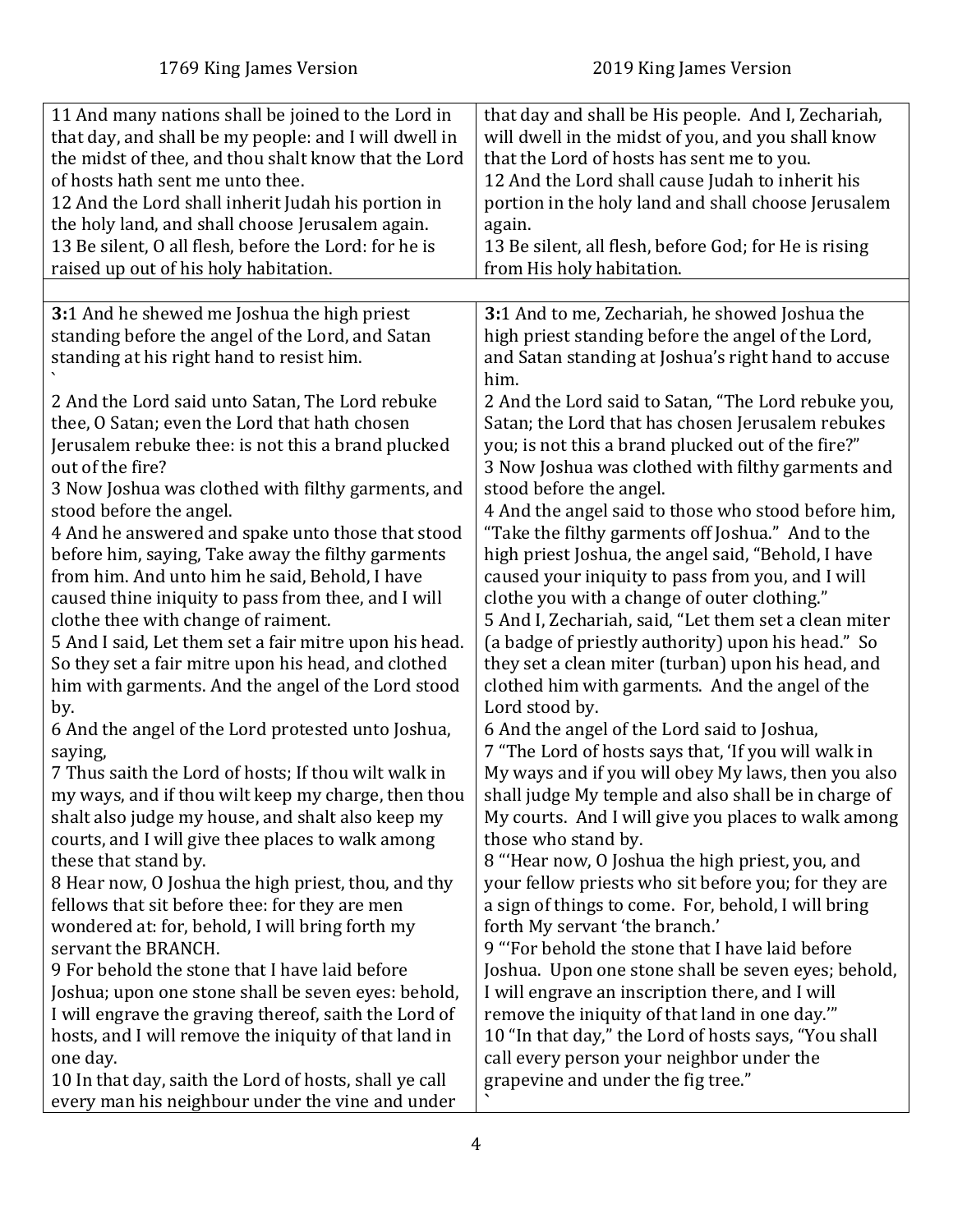| 1769 King James Version | 2019 King James Version |
|---|---|
| 11 And many nations shall be joined to the Lord in that day, and shall be my people: and I will dwell in the midst of thee, and thou shalt know that the Lord of hosts hath sent me unto thee.<br>12 And the Lord shall inherit Judah his portion in the holy land, and shall choose Jerusalem again.<br>13 Be silent, O all flesh, before the Lord: for he is raised up out of his holy habitation. | that day and shall be His people. And I, Zechariah, will dwell in the midst of you, and you shall know that the Lord of hosts has sent me to you.<br>12 And the Lord shall cause Judah to inherit his portion in the holy land and shall choose Jerusalem again.<br>13 Be silent, all flesh, before God; for He is rising from His holy habitation. |
| | |
| **3:**1 And he shewed me Joshua the high priest standing before the angel of the Lord, and Satan standing at his right hand to resist him.<br>`<br>2 And the Lord said unto Satan, The Lord rebuke thee, O Satan; even the Lord that hath chosen Jerusalem rebuke thee: is not this a brand plucked out of the fire?<br>3 Now Joshua was clothed with filthy garments, and stood before the angel.<br>4 And he answered and spake unto those that stood before him, saying, Take away the filthy garments from him. And unto him he said, Behold, I have caused thine iniquity to pass from thee, and I will clothe thee with change of raiment.<br>5 And I said, Let them set a fair mitre upon his head. So they set a fair mitre upon his head, and clothed him with garments. And the angel of the Lord stood by.<br>6 And the angel of the Lord protested unto Joshua, saying,<br>7 Thus saith the Lord of hosts; If thou wilt walk in my ways, and if thou wilt keep my charge, then thou shalt also judge my house, and shalt also keep my courts, and I will give thee places to walk among these that stand by.<br>8 Hear now, O Joshua the high priest, thou, and thy fellows that sit before thee: for they are men wondered at: for, behold, I will bring forth my servant the BRANCH.<br>9 For behold the stone that I have laid before Joshua; upon one stone shall be seven eyes: behold, I will engrave the graving thereof, saith the Lord of hosts, and I will remove the iniquity of that land in one day.<br>10 In that day, saith the Lord of hosts, shall ye call every man his neighbour under the vine and under | **3:**1 And to me, Zechariah, he showed Joshua the high priest standing before the angel of the Lord, and Satan standing at Joshua's right hand to accuse him.<br>2 And the Lord said to Satan, "The Lord rebuke you, Satan; the Lord that has chosen Jerusalem rebukes you; is not this a brand plucked out of the fire?"<br>3 Now Joshua was clothed with filthy garments and stood before the angel.<br>4 And the angel said to those who stood before him, "Take the filthy garments off Joshua." And to the high priest Joshua, the angel said, "Behold, I have caused your iniquity to pass from you, and I will clothe you with a change of outer clothing."<br>5 And I, Zechariah, said, "Let them set a clean miter (a badge of priestly authority) upon his head." So they set a clean miter (turban) upon his head, and clothed him with garments. And the angel of the Lord stood by.<br>6 And the angel of the Lord said to Joshua,<br>7 "The Lord of hosts says that, 'If you will walk in My ways and if you will obey My laws, then you also shall judge My temple and also shall be in charge of My courts. And I will give you places to walk among those who stand by.<br>8 "'Hear now, O Joshua the high priest, you, and your fellow priests who sit before you; for they are a sign of things to come. For, behold, I will bring forth My servant 'the branch.'<br>9 "'For behold the stone that I have laid before Joshua. Upon one stone shall be seven eyes; behold, I will engrave an inscription there, and I will remove the iniquity of that land in one day.'"<br>10 "In that day," the Lord of hosts says, "You shall call every person your neighbor under the grapevine and under the fig tree."<br>` |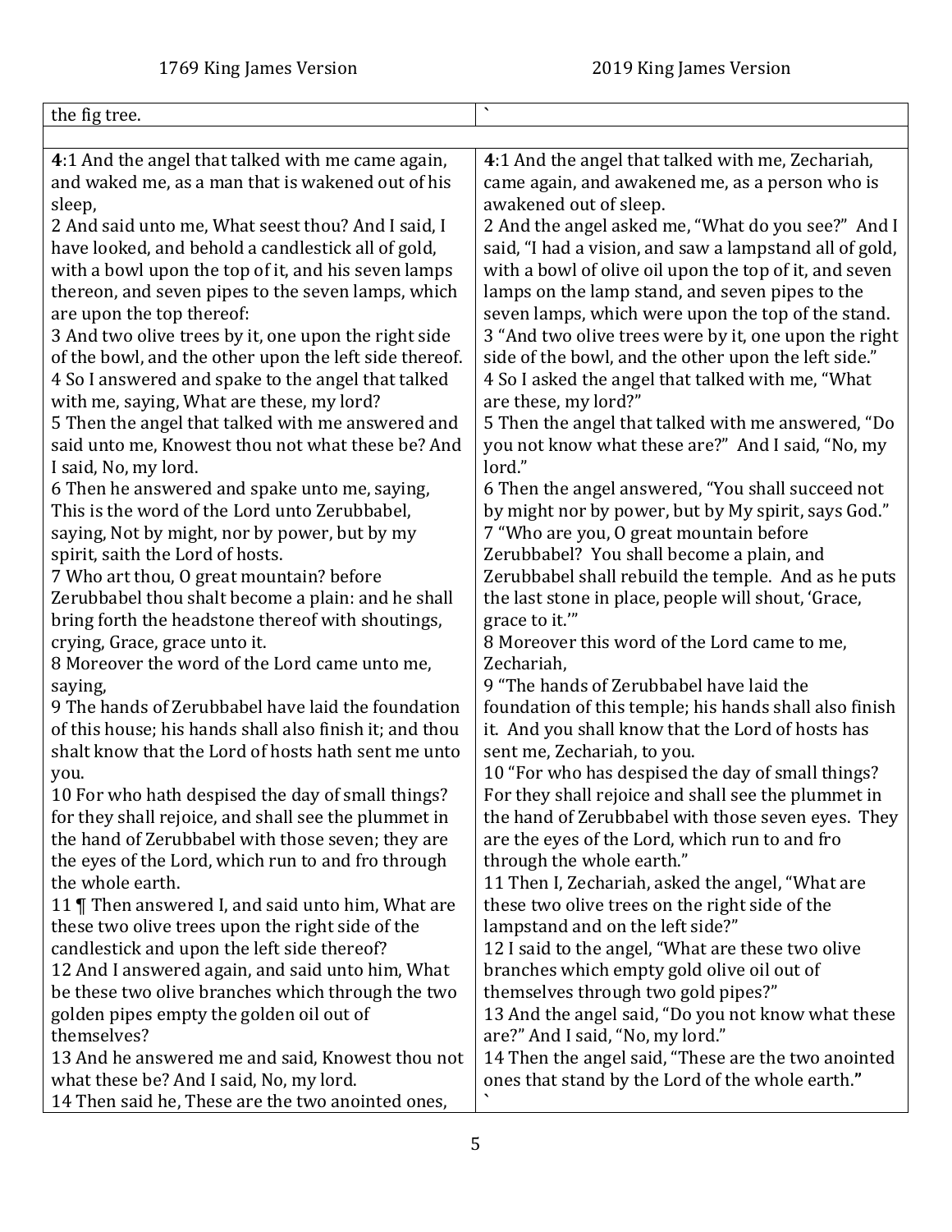| 1769 King James Version | 2019 King James Version |
|---|---|
| the fig tree. | ` |
| | |
| **4**:1 And the angel that talked with me came again, and waked me, as a man that is wakened out of his sleep,<br>2 And said unto me, What seest thou? And I said, I have looked, and behold a candlestick all of gold, with a bowl upon the top of it, and his seven lamps thereon, and seven pipes to the seven lamps, which are upon the top thereof:<br>3 And two olive trees by it, one upon the right side of the bowl, and the other upon the left side thereof.<br>4 So I answered and spake to the angel that talked with me, saying, What are these, my lord?<br>5 Then the angel that talked with me answered and said unto me, Knowest thou not what these be? And I said, No, my lord.<br>6 Then he answered and spake unto me, saying, This is the word of the Lord unto Zerubbabel, saying, Not by might, nor by power, but by my spirit, saith the Lord of hosts.<br>7 Who art thou, O great mountain? before Zerubbabel thou shalt become a plain: and he shall bring forth the headstone thereof with shoutings, crying, Grace, grace unto it.<br>8 Moreover the word of the Lord came unto me, saying,<br>9 The hands of Zerubbabel have laid the foundation of this house; his hands shall also finish it; and thou shalt know that the Lord of hosts hath sent me unto you.<br>10 For who hath despised the day of small things? for they shall rejoice, and shall see the plummet in the hand of Zerubbabel with those seven; they are the eyes of the Lord, which run to and fro through the whole earth.<br>11 ¶ Then answered I, and said unto him, What are these two olive trees upon the right side of the candlestick and upon the left side thereof?<br>12 And I answered again, and said unto him, What be these two olive branches which through the two golden pipes empty the golden oil out of themselves?<br>13 And he answered me and said, Knowest thou not what these be? And I said, No, my lord.<br>14 Then said he, These are the two anointed ones, | **4**:1 And the angel that talked with me, Zechariah, came again, and awakened me, as a person who is awakened out of sleep.<br>2 And the angel asked me, "What do you see?" And I said, "I had a vision, and saw a lampstand all of gold, with a bowl of olive oil upon the top of it, and seven lamps on the lamp stand, and seven pipes to the seven lamps, which were upon the top of the stand.<br>3 "And two olive trees were by it, one upon the right side of the bowl, and the other upon the left side."<br>4 So I asked the angel that talked with me, "What are these, my lord?"<br>5 Then the angel that talked with me answered, "Do you not know what these are?" And I said, "No, my lord."<br>6 Then the angel answered, "You shall succeed not by might nor by power, but by My spirit, says God."<br>7 "Who are you, O great mountain before Zerubbabel? You shall become a plain, and Zerubbabel shall rebuild the temple. And as he puts the last stone in place, people will shout, 'Grace, grace to it.'"<br>8 Moreover this word of the Lord came to me, Zechariah,<br>9 "The hands of Zerubbabel have laid the foundation of this temple; his hands shall also finish it. And you shall know that the Lord of hosts has sent me, Zechariah, to you.<br>10 "For who has despised the day of small things? For they shall rejoice and shall see the plummet in the hand of Zerubbabel with those seven eyes. They are the eyes of the Lord, which run to and fro through the whole earth."<br>11 Then I, Zechariah, asked the angel, "What are these two olive trees on the right side of the lampstand and on the left side?"<br>12 I said to the angel, "What are these two olive branches which empty gold olive oil out of themselves through two gold pipes?"<br>13 And the angel said, "Do you not know what these are?" And I said, "No, my lord."<br>14 Then the angel said, "These are the two anointed ones that stand by the Lord of the whole earth."<br>` |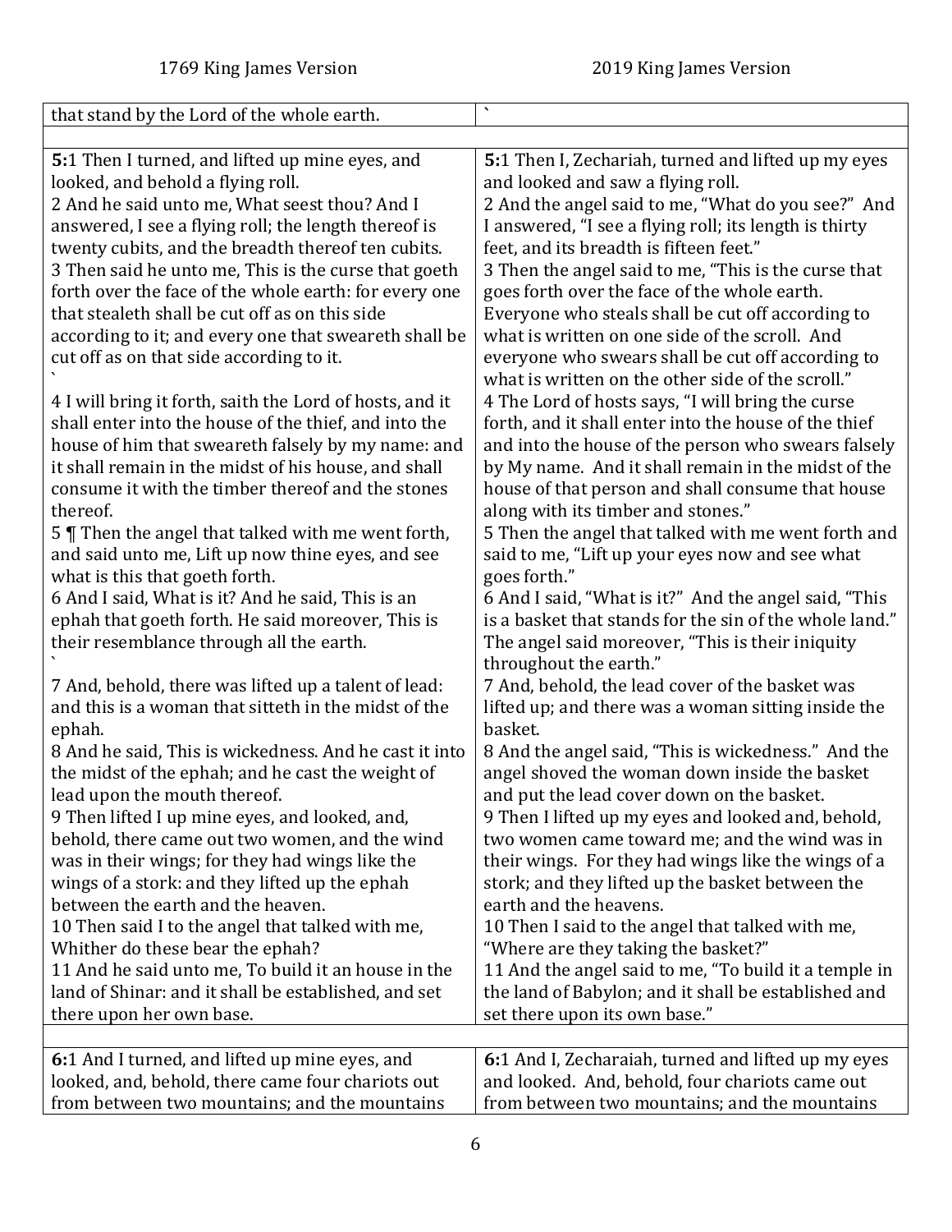| 1769 King James Version | 2019 King James Version |
|---|---|
| that stand by the Lord of the whole earth. | ` |
| | |
| **5:**1 Then I turned, and lifted up mine eyes, and looked, and behold a flying roll.<br>2 And he said unto me, What seest thou? And I answered, I see a flying roll; the length thereof is twenty cubits, and the breadth thereof ten cubits.<br>3 Then said he unto me, This is the curse that goeth forth over the face of the whole earth: for every one that stealeth shall be cut off as on this side according to it; and every one that sweareth shall be cut off as on that side according to it.<br>`<br>4 I will bring it forth, saith the Lord of hosts, and it shall enter into the house of the thief, and into the house of him that sweareth falsely by my name: and it shall remain in the midst of his house, and shall consume it with the timber thereof and the stones thereof.<br>5 ¶ Then the angel that talked with me went forth, and said unto me, Lift up now thine eyes, and see what is this that goeth forth.<br>6 And I said, What is it? And he said, This is an ephah that goeth forth. He said moreover, This is their resemblance through all the earth.<br>`<br>7 And, behold, there was lifted up a talent of lead: and this is a woman that sitteth in the midst of the ephah.<br>8 And he said, This is wickedness. And he cast it into the midst of the ephah; and he cast the weight of lead upon the mouth thereof.<br>9 Then lifted I up mine eyes, and looked, and, behold, there came out two women, and the wind was in their wings; for they had wings like the wings of a stork: and they lifted up the ephah between the earth and the heaven.<br>10 Then said I to the angel that talked with me, Whither do these bear the ephah?<br>11 And he said unto me, To build it an house in the land of Shinar: and it shall be established, and set there upon her own base. | **5:**1 Then I, Zechariah, turned and lifted up my eyes and looked and saw a flying roll.<br>2 And the angel said to me, "What do you see?" And I answered, "I see a flying roll; its length is thirty feet, and its breadth is fifteen feet."<br>3 Then the angel said to me, "This is the curse that goes forth over the face of the whole earth. Everyone who steals shall be cut off according to what is written on one side of the scroll. And everyone who swears shall be cut off according to what is written on the other side of the scroll."<br>4 The Lord of hosts says, "I will bring the curse forth, and it shall enter into the house of the thief and into the house of the person who swears falsely by My name. And it shall remain in the midst of the house of that person and shall consume that house along with its timber and stones."<br>5 Then the angel that talked with me went forth and said to me, "Lift up your eyes now and see what goes forth."<br>6 And I said, "What is it?" And the angel said, "This is a basket that stands for the sin of the whole land." The angel said moreover, "This is their iniquity throughout the earth."<br>7 And, behold, the lead cover of the basket was lifted up; and there was a woman sitting inside the basket.<br>8 And the angel said, "This is wickedness." And the angel shoved the woman down inside the basket and put the lead cover down on the basket.<br>9 Then I lifted up my eyes and looked and, behold, two women came toward me; and the wind was in their wings. For they had wings like the wings of a stork; and they lifted up the basket between the earth and the heavens.<br>10 Then I said to the angel that talked with me, "Where are they taking the basket?"<br>11 And the angel said to me, "To build it a temple in the land of Babylon; and it shall be established and set there upon its own base." |
| | |
| **6:**1 And I turned, and lifted up mine eyes, and looked, and, behold, there came four chariots out from between two mountains; and the mountains | **6:**1 And I, Zecharaiah, turned and lifted up my eyes and looked. And, behold, four chariots came out from between two mountains; and the mountains |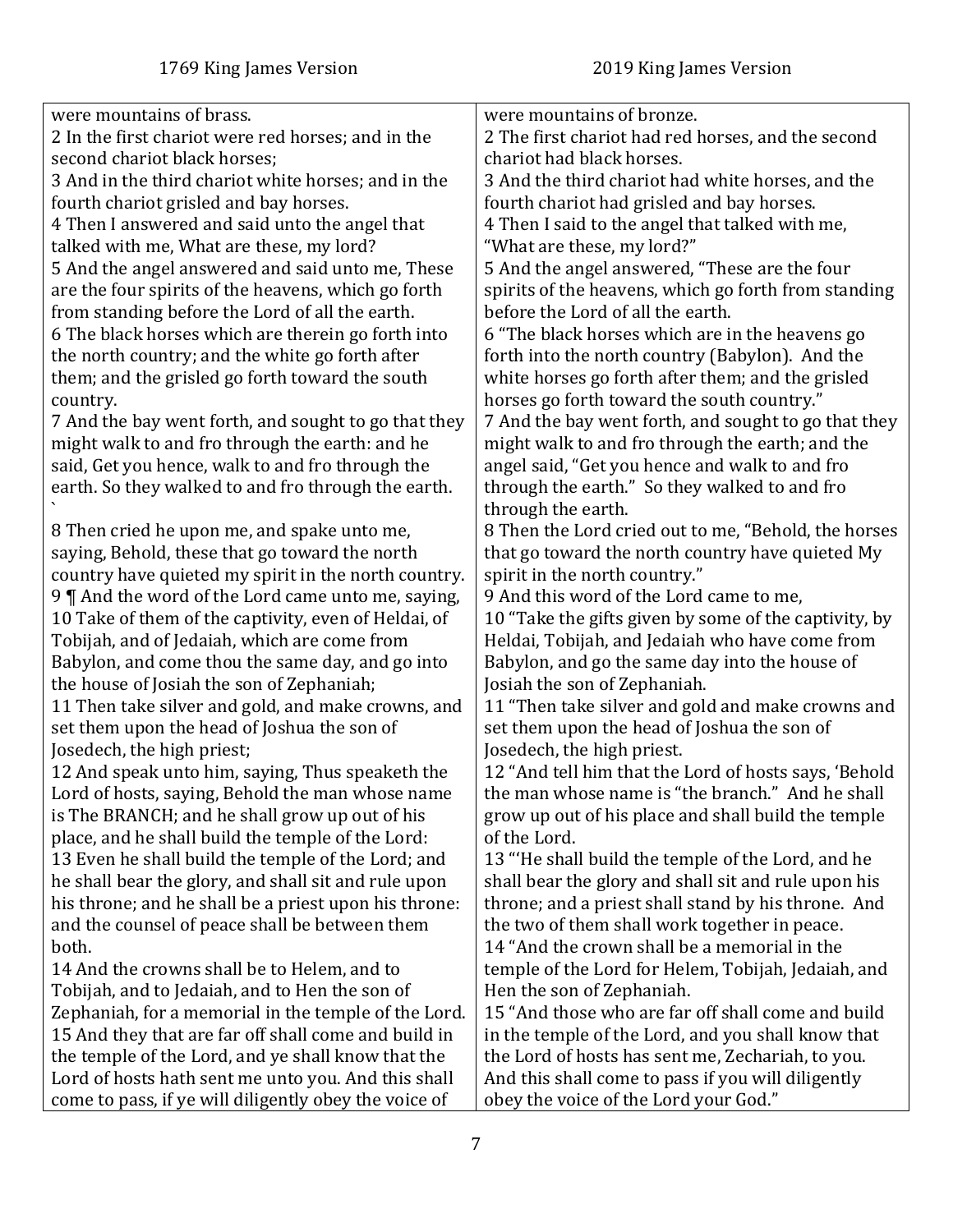| 1769 King James Version | 2019 King James Version |
|---|---|
| were mountains of brass. | were mountains of bronze. |
| 2 In the first chariot were red horses; and in the second chariot black horses; | 2 The first chariot had red horses, and the second chariot had black horses. |
| 3 And in the third chariot white horses; and in the fourth chariot grisled and bay horses. | 3 And the third chariot had white horses, and the fourth chariot had grisled and bay horses. |
| 4 Then I answered and said unto the angel that talked with me, What are these, my lord? | 4 Then I said to the angel that talked with me, "What are these, my lord?" |
| 5 And the angel answered and said unto me, These are the four spirits of the heavens, which go forth from standing before the Lord of all the earth. | 5 And the angel answered, "These are the four spirits of the heavens, which go forth from standing before the Lord of all the earth. |
| 6 The black horses which are therein go forth into the north country; and the white go forth after them; and the grisled go forth toward the south country. | 6 "The black horses which are in the heavens go forth into the north country (Babylon). And the white horses go forth after them; and the grisled horses go forth toward the south country." |
| 7 And the bay went forth, and sought to go that they might walk to and fro through the earth: and he said, Get you hence, walk to and fro through the earth. So they walked to and fro through the earth. ` | 7 And the bay went forth, and sought to go that they might walk to and fro through the earth; and the angel said, "Get you hence and walk to and fro through the earth." So they walked to and fro through the earth. |
| 8 Then cried he upon me, and spake unto me, saying, Behold, these that go toward the north country have quieted my spirit in the north country. | 8 Then the Lord cried out to me, "Behold, the horses that go toward the north country have quieted My spirit in the north country." |
| 9 ¶ And the word of the Lord came unto me, saying, | 9 And this word of the Lord came to me, |
| 10 Take of them of the captivity, even of Heldai, of Tobijah, and of Jedaiah, which are come from Babylon, and come thou the same day, and go into the house of Josiah the son of Zephaniah; | 10 "Take the gifts given by some of the captivity, by Heldai, Tobijah, and Jedaiah who have come from Babylon, and go the same day into the house of Josiah the son of Zephaniah. |
| 11 Then take silver and gold, and make crowns, and set them upon the head of Joshua the son of Josedech, the high priest; | 11 "Then take silver and gold and make crowns and set them upon the head of Joshua the son of Josedech, the high priest. |
| 12 And speak unto him, saying, Thus speaketh the Lord of hosts, saying, Behold the man whose name is The BRANCH; and he shall grow up out of his place, and he shall build the temple of the Lord: | 12 "And tell him that the Lord of hosts says, 'Behold the man whose name is "the branch." And he shall grow up out of his place and shall build the temple of the Lord. |
| 13 Even he shall build the temple of the Lord; and he shall bear the glory, and shall sit and rule upon his throne; and he shall be a priest upon his throne: and the counsel of peace shall be between them both. | 13 "'He shall build the temple of the Lord, and he shall bear the glory and shall sit and rule upon his throne; and a priest shall stand by his throne. And the two of them shall work together in peace. |
| 14 And the crowns shall be to Helem, and to Tobijah, and to Jedaiah, and to Hen the son of Zephaniah, for a memorial in the temple of the Lord. | 14 "And the crown shall be a memorial in the temple of the Lord for Helem, Tobijah, Jedaiah, and Hen the son of Zephaniah. |
| 15 And they that are far off shall come and build in the temple of the Lord, and ye shall know that the Lord of hosts hath sent me unto you. And this shall come to pass, if ye will diligently obey the voice of | 15 "And those who are far off shall come and build in the temple of the Lord, and you shall know that the Lord of hosts has sent me, Zechariah, to you. And this shall come to pass if you will diligently obey the voice of the Lord your God." |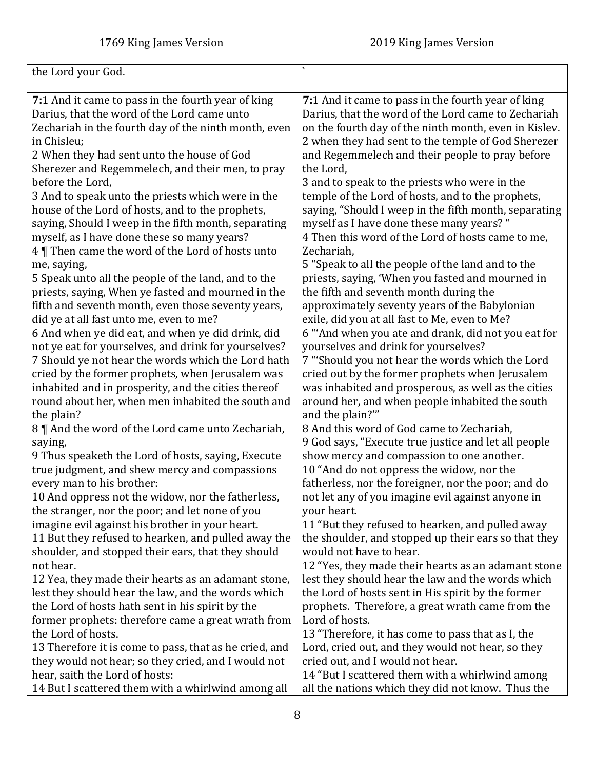| 1769 King James Version | 2019 King James Version |
|---|---|
| the Lord your God. | ` |
| | |
| **7**:1 And it came to pass in the fourth year of king Darius, that the word of the Lord came unto Zechariah in the fourth day of the ninth month, even in Chisleu;<br>2 When they had sent unto the house of God Sherezer and Regemmelech, and their men, to pray before the Lord,<br>3 And to speak unto the priests which were in the house of the Lord of hosts, and to the prophets, saying, Should I weep in the fifth month, separating myself, as I have done these so many years?<br>4 ¶ Then came the word of the Lord of hosts unto me, saying,<br>5 Speak unto all the people of the land, and to the priests, saying, When ye fasted and mourned in the fifth and seventh month, even those seventy years, did ye at all fast unto me, even to me?<br>6 And when ye did eat, and when ye did drink, did not ye eat for yourselves, and drink for yourselves?<br>7 Should ye not hear the words which the Lord hath cried by the former prophets, when Jerusalem was inhabited and in prosperity, and the cities thereof round about her, when men inhabited the south and the plain?<br>8 ¶ And the word of the Lord came unto Zechariah, saying,<br>9 Thus speaketh the Lord of hosts, saying, Execute true judgment, and shew mercy and compassions every man to his brother:<br>10 And oppress not the widow, nor the fatherless, the stranger, nor the poor; and let none of you imagine evil against his brother in your heart.<br>11 But they refused to hearken, and pulled away the shoulder, and stopped their ears, that they should not hear.<br>12 Yea, they made their hearts as an adamant stone, lest they should hear the law, and the words which the Lord of hosts hath sent in his spirit by the former prophets: therefore came a great wrath from the Lord of hosts.<br>13 Therefore it is come to pass, that as he cried, and they would not hear; so they cried, and I would not hear, saith the Lord of hosts:<br>14 But I scattered them with a whirlwind among all | **7**:1 And it came to pass in the fourth year of king Darius, that the word of the Lord came to Zechariah on the fourth day of the ninth month, even in Kislev.<br>2 when they had sent to the temple of God Sherezer and Regemmelech and their people to pray before the Lord,<br>3 and to speak to the priests who were in the temple of the Lord of hosts, and to the prophets, saying, "Should I weep in the fifth month, separating myself as I have done these many years? "<br>4 Then this word of the Lord of hosts came to me, Zechariah,<br>5 "Speak to all the people of the land and to the priests, saying, 'When you fasted and mourned in the fifth and seventh month during the approximately seventy years of the Babylonian exile, did you at all fast to Me, even to Me?<br>6 "'And when you ate and drank, did not you eat for yourselves and drink for yourselves?<br>7 "'Should you not hear the words which the Lord cried out by the former prophets when Jerusalem was inhabited and prosperous, as well as the cities around her, and when people inhabited the south and the plain?'"<br>8 And this word of God came to Zechariah,<br>9 God says, "Execute true justice and let all people show mercy and compassion to one another.<br>10 "And do not oppress the widow, nor the fatherless, nor the foreigner, nor the poor; and do not let any of you imagine evil against anyone in your heart.<br>11 "But they refused to hearken, and pulled away the shoulder, and stopped up their ears so that they would not have to hear.<br>12 "Yes, they made their hearts as an adamant stone lest they should hear the law and the words which the Lord of hosts sent in His spirit by the former prophets. Therefore, a great wrath came from the Lord of hosts.<br>13 "Therefore, it has come to pass that as I, the Lord, cried out, and they would not hear, so they cried out, and I would not hear.<br>14 "But I scattered them with a whirlwind among all the nations which they did not know. Thus the |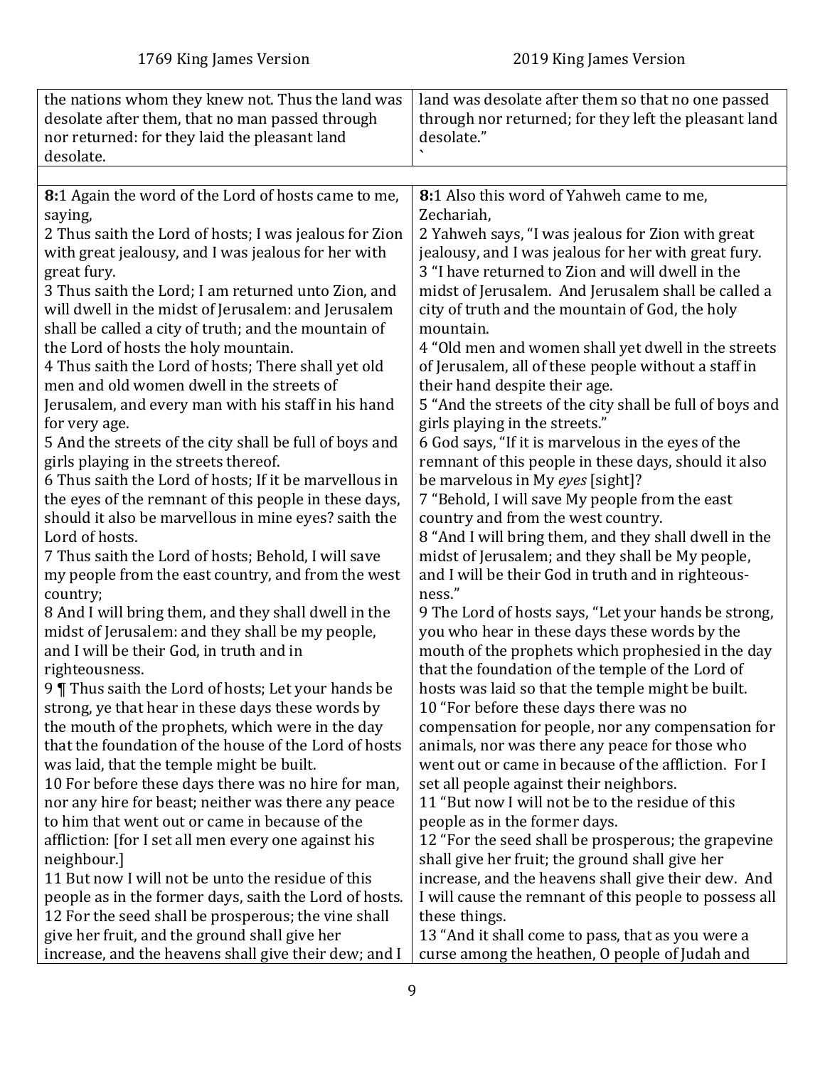| 1769 King James Version | 2019 King James Version |
| --- | --- |
| the nations whom they knew not. Thus the land was desolate after them, that no man passed through nor returned: for they laid the pleasant land desolate. | land was desolate after them so that no one passed through nor returned; for they left the pleasant land desolate." ` |
| | |
| **8:**1 Again the word of the Lord of hosts came to me, saying,<br>2 Thus saith the Lord of hosts; I was jealous for Zion with great jealousy, and I was jealous for her with great fury.<br>3 Thus saith the Lord; I am returned unto Zion, and will dwell in the midst of Jerusalem: and Jerusalem shall be called a city of truth; and the mountain of the Lord of hosts the holy mountain.<br>4 Thus saith the Lord of hosts; There shall yet old men and old women dwell in the streets of Jerusalem, and every man with his staff in his hand for very age.<br>5 And the streets of the city shall be full of boys and girls playing in the streets thereof.<br>6 Thus saith the Lord of hosts; If it be marvellous in the eyes of the remnant of this people in these days, should it also be marvellous in mine eyes? saith the Lord of hosts.<br>7 Thus saith the Lord of hosts; Behold, I will save my people from the east country, and from the west country;<br>8 And I will bring them, and they shall dwell in the midst of Jerusalem: and they shall be my people, and I will be their God, in truth and in righteousness.<br>9 ¶ Thus saith the Lord of hosts; Let your hands be strong, ye that hear in these days these words by the mouth of the prophets, which were in the day that the foundation of the house of the Lord of hosts was laid, that the temple might be built.<br>10 For before these days there was no hire for man, nor any hire for beast; neither was there any peace to him that went out or came in because of the affliction: [for I set all men every one against his neighbour.]<br>11 But now I will not be unto the residue of this people as in the former days, saith the Lord of hosts.<br>12 For the seed shall be prosperous; the vine shall give her fruit, and the ground shall give her increase, and the heavens shall give their dew; and I | **8:**1 Also this word of Yahweh came to me, Zechariah,<br>2 Yahweh says, "I was jealous for Zion with great jealousy, and I was jealous for her with great fury.<br>3 "I have returned to Zion and will dwell in the midst of Jerusalem. And Jerusalem shall be called a city of truth and the mountain of God, the holy mountain.<br>4 "Old men and women shall yet dwell in the streets of Jerusalem, all of these people without a staff in their hand despite their age.<br>5 "And the streets of the city shall be full of boys and girls playing in the streets."<br>6 God says, "If it is marvelous in the eyes of the remnant of this people in these days, should it also be marvelous in My *eyes* [sight]?<br>7 "Behold, I will save My people from the east country and from the west country.<br>8 "And I will bring them, and they shall dwell in the midst of Jerusalem; and they shall be My people, and I will be their God in truth and in righteousness."<br>9 The Lord of hosts says, "Let your hands be strong, you who hear in these days these words by the mouth of the prophets which prophesied in the day that the foundation of the temple of the Lord of hosts was laid so that the temple might be built.<br>10 "For before these days there was no compensation for people, nor any compensation for animals, nor was there any peace for those who went out or came in because of the affliction. For I set all people against their neighbors.<br>11 "But now I will not be to the residue of this people as in the former days.<br>12 "For the seed shall be prosperous; the grapevine shall give her fruit; the ground shall give her increase, and the heavens shall give their dew. And I will cause the remnant of this people to possess all these things.<br>13 "And it shall come to pass, that as you were a curse among the heathen, O people of Judah and |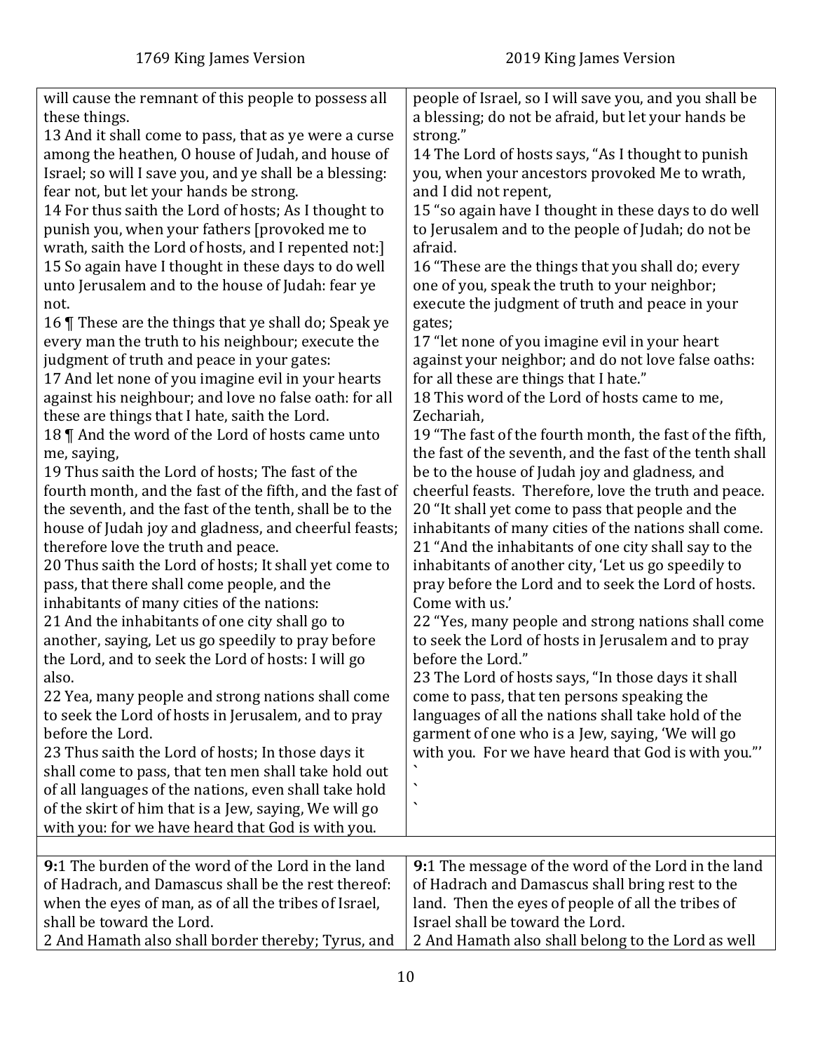| 1769 King James Version | 2019 King James Version |
|---|---|
| will cause the remnant of this people to possess all these things.<br>13 And it shall come to pass, that as ye were a curse among the heathen, O house of Judah, and house of Israel; so will I save you, and ye shall be a blessing: fear not, but let your hands be strong.<br>14 For thus saith the Lord of hosts; As I thought to punish you, when your fathers [provoked me to wrath, saith the Lord of hosts, and I repented not:]<br>15 So again have I thought in these days to do well unto Jerusalem and to the house of Judah: fear ye not.<br>16 ¶ These are the things that ye shall do; Speak ye every man the truth to his neighbour; execute the judgment of truth and peace in your gates:<br>17 And let none of you imagine evil in your hearts against his neighbour; and love no false oath: for all these are things that I hate, saith the Lord.<br>18 ¶ And the word of the Lord of hosts came unto me, saying,<br>19 Thus saith the Lord of hosts; The fast of the fourth month, and the fast of the fifth, and the fast of the seventh, and the fast of the tenth, shall be to the house of Judah joy and gladness, and cheerful feasts; therefore love the truth and peace.<br>20 Thus saith the Lord of hosts; It shall yet come to pass, that there shall come people, and the inhabitants of many cities of the nations:<br>21 And the inhabitants of one city shall go to another, saying, Let us go speedily to pray before the Lord, and to seek the Lord of hosts: I will go also.<br>22 Yea, many people and strong nations shall come to seek the Lord of hosts in Jerusalem, and to pray before the Lord.<br>23 Thus saith the Lord of hosts; In those days it shall come to pass, that ten men shall take hold out of all languages of the nations, even shall take hold of the skirt of him that is a Jew, saying, We will go with you: for we have heard that God is with you. | people of Israel, so I will save you, and you shall be a blessing; do not be afraid, but let your hands be strong."<br>14 The Lord of hosts says, "As I thought to punish you, when your ancestors provoked Me to wrath, and I did not repent,<br>15 "so again have I thought in these days to do well to Jerusalem and to the people of Judah; do not be afraid.<br>16 "These are the things that you shall do; every one of you, speak the truth to your neighbor; execute the judgment of truth and peace in your gates;<br>17 "let none of you imagine evil in your heart against your neighbor; and do not love false oaths: for all these are things that I hate."<br>18 This word of the Lord of hosts came to me, Zechariah,<br>19 "The fast of the fourth month, the fast of the fifth, the fast of the seventh, and the fast of the tenth shall be to the house of Judah joy and gladness, and cheerful feasts. Therefore, love the truth and peace.<br>20 "It shall yet come to pass that people and the inhabitants of many cities of the nations shall come.<br>21 "And the inhabitants of one city shall say to the inhabitants of another city, 'Let us go speedily to pray before the Lord and to seek the Lord of hosts. Come with us.'<br>22 "Yes, many people and strong nations shall come to seek the Lord of hosts in Jerusalem and to pray before the Lord."<br>23 The Lord of hosts says, "In those days it shall come to pass, that ten persons speaking the languages of all the nations shall take hold of the garment of one who is a Jew, saying, 'We will go with you. For we have heard that God is with you."'<br>`<br>`<br>` |
| | |
| **9:**1 The burden of the word of the Lord in the land of Hadrach, and Damascus shall be the rest thereof: when the eyes of man, as of all the tribes of Israel, shall be toward the Lord.<br>2 And Hamath also shall border thereby; Tyrus, and | **9:**1 The message of the word of the Lord in the land of Hadrach and Damascus shall bring rest to the land. Then the eyes of people of all the tribes of Israel shall be toward the Lord.<br>2 And Hamath also shall belong to the Lord as well |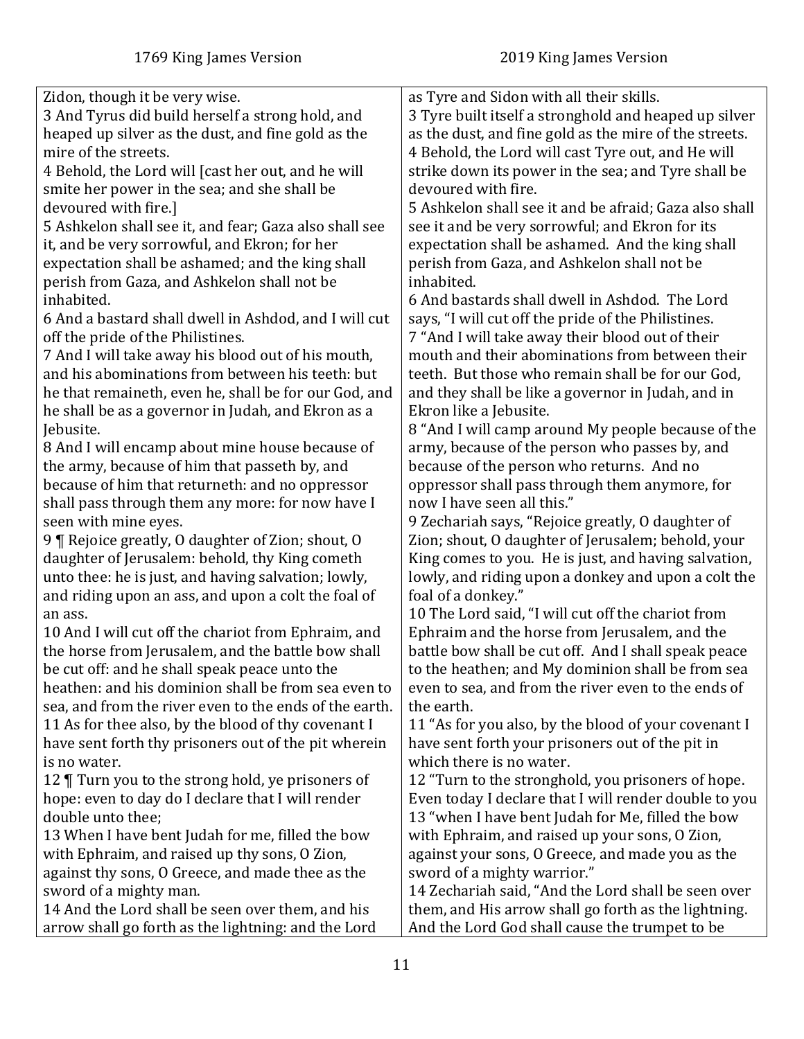| 1769 King James Version | 2019 King James Version |
| --- | --- |
| Zidon, though it be very wise. | as Tyre and Sidon with all their skills. |
| 3 And Tyrus did build herself a strong hold, and heaped up silver as the dust, and fine gold as the mire of the streets. | 3 Tyre built itself a stronghold and heaped up silver as the dust, and fine gold as the mire of the streets. |
| 4 Behold, the Lord will [cast her out, and he will smite her power in the sea; and she shall be devoured with fire.] | 4 Behold, the Lord will cast Tyre out, and He will strike down its power in the sea; and Tyre shall be devoured with fire. |
| 5 Ashkelon shall see it, and fear; Gaza also shall see it, and be very sorrowful, and Ekron; for her expectation shall be ashamed; and the king shall perish from Gaza, and Ashkelon shall not be inhabited. | 5 Ashkelon shall see it and be afraid; Gaza also shall see it and be very sorrowful; and Ekron for its expectation shall be ashamed. And the king shall perish from Gaza, and Ashkelon shall not be inhabited. |
| 6 And a bastard shall dwell in Ashdod, and I will cut off the pride of the Philistines. | 6 And bastards shall dwell in Ashdod. The Lord says, "I will cut off the pride of the Philistines. |
| 7 And I will take away his blood out of his mouth, and his abominations from between his teeth: but he that remaineth, even he, shall be for our God, and he shall be as a governor in Judah, and Ekron as a Jebusite. | 7 "And I will take away their blood out of their mouth and their abominations from between their teeth. But those who remain shall be for our God, and they shall be like a governor in Judah, and in Ekron like a Jebusite. |
| 8 And I will encamp about mine house because of the army, because of him that passeth by, and because of him that returneth: and no oppressor shall pass through them any more: for now have I seen with mine eyes. | 8 "And I will camp around My people because of the army, because of the person who passes by, and because of the person who returns. And no oppressor shall pass through them anymore, for now I have seen all this." |
| 9 ¶ Rejoice greatly, O daughter of Zion; shout, O daughter of Jerusalem: behold, thy King cometh unto thee: he is just, and having salvation; lowly, and riding upon an ass, and upon a colt the foal of an ass. | 9 Zechariah says, "Rejoice greatly, O daughter of Zion; shout, O daughter of Jerusalem; behold, your King comes to you. He is just, and having salvation, lowly, and riding upon a donkey and upon a colt the foal of a donkey." |
| 10 And I will cut off the chariot from Ephraim, and the horse from Jerusalem, and the battle bow shall be cut off: and he shall speak peace unto the heathen: and his dominion shall be from sea even to sea, and from the river even to the ends of the earth. | 10 The Lord said, "I will cut off the chariot from Ephraim and the horse from Jerusalem, and the battle bow shall be cut off. And I shall speak peace to the heathen; and My dominion shall be from sea even to sea, and from the river even to the ends of the earth. |
| 11 As for thee also, by the blood of thy covenant I have sent forth thy prisoners out of the pit wherein is no water. | 11 "As for you also, by the blood of your covenant I have sent forth your prisoners out of the pit in which there is no water. |
| 12 ¶ Turn you to the strong hold, ye prisoners of hope: even to day do I declare that I will render double unto thee; | 12 "Turn to the stronghold, you prisoners of hope. Even today I declare that I will render double to you |
| 13 When I have bent Judah for me, filled the bow with Ephraim, and raised up thy sons, O Zion, against thy sons, O Greece, and made thee as the sword of a mighty man. | 13 "when I have bent Judah for Me, filled the bow with Ephraim, and raised up your sons, O Zion, against your sons, O Greece, and made you as the sword of a mighty warrior." |
| 14 And the Lord shall be seen over them, and his arrow shall go forth as the lightning: and the Lord | 14 Zechariah said, "And the Lord shall be seen over them, and His arrow shall go forth as the lightning. And the Lord God shall cause the trumpet to be |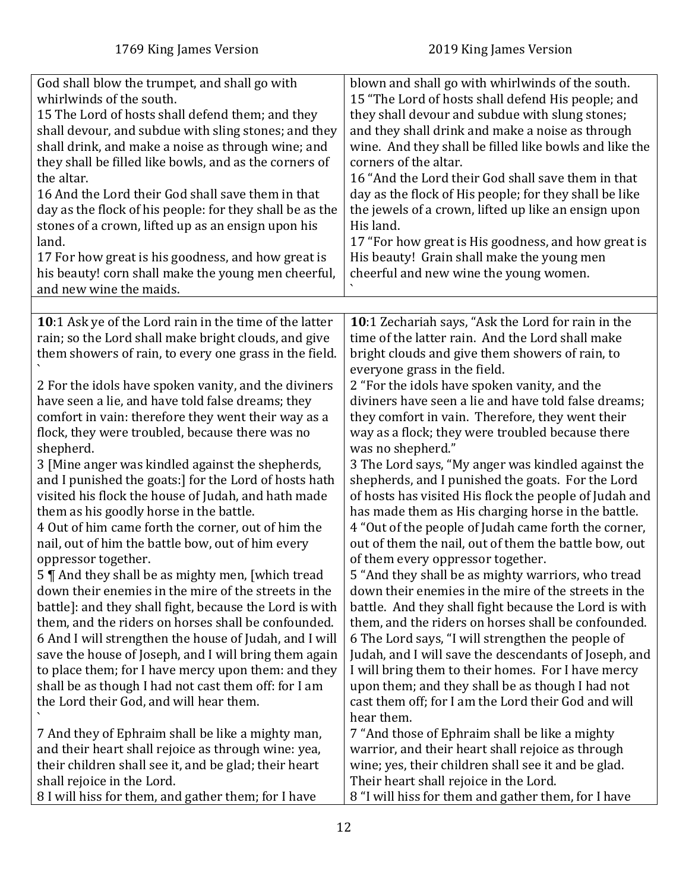| 1769 King James Version | 2019 King James Version |
|---|---|
| God shall blow the trumpet, and shall go with whirlwinds of the south.<br>15 The Lord of hosts shall defend them; and they shall devour, and subdue with sling stones; and they shall drink, and make a noise as through wine; and they shall be filled like bowls, and as the corners of the altar.<br>16 And the Lord their God shall save them in that day as the flock of his people: for they shall be as the stones of a crown, lifted up as an ensign upon his land.<br>17 For how great is his goodness, and how great is his beauty! corn shall make the young men cheerful, and new wine the maids. | blown and shall go with whirlwinds of the south.<br>15 "The Lord of hosts shall defend His people; and they shall devour and subdue with slung stones; and they shall drink and make a noise as through wine. And they shall be filled like bowls and like the corners of the altar.<br>16 "And the Lord their God shall save them in that day as the flock of His people; for they shall be like the jewels of a crown, lifted up like an ensign upon His land.<br>17 "For how great is His goodness, and how great is His beauty! Grain shall make the young men cheerful and new wine the young women. |
| | |
| **10**:1 Ask ye of the Lord rain in the time of the latter rain; so the Lord shall make bright clouds, and give them showers of rain, to every one grass in the field.<br>2 For the idols have spoken vanity, and the diviners have seen a lie, and have told false dreams; they comfort in vain: therefore they went their way as a flock, they were troubled, because there was no shepherd.<br>3 [Mine anger was kindled against the shepherds, and I punished the goats:] for the Lord of hosts hath visited his flock the house of Judah, and hath made them as his goodly horse in the battle.<br>4 Out of him came forth the corner, out of him the nail, out of him the battle bow, out of him every oppressor together.<br>5 ¶ And they shall be as mighty men, [which tread down their enemies in the mire of the streets in the battle]: and they shall fight, because the Lord is with them, and the riders on horses shall be confounded.<br>6 And I will strengthen the house of Judah, and I will save the house of Joseph, and I will bring them again to place them; for I have mercy upon them: and they shall be as though I had not cast them off: for I am the Lord their God, and will hear them.<br>7 And they of Ephraim shall be like a mighty man, and their heart shall rejoice as through wine: yea, their children shall see it, and be glad; their heart shall rejoice in the Lord.<br>8 I will hiss for them, and gather them; for I have | **10**:1 Zechariah says, "Ask the Lord for rain in the time of the latter rain. And the Lord shall make bright clouds and give them showers of rain, to everyone grass in the field.<br>2 "For the idols have spoken vanity, and the diviners have seen a lie and have told false dreams; they comfort in vain. Therefore, they went their way as a flock; they were troubled because there was no shepherd."<br>3 The Lord says, "My anger was kindled against the shepherds, and I punished the goats. For the Lord of hosts has visited His flock the people of Judah and has made them as His charging horse in the battle.<br>4 "Out of the people of Judah came forth the corner, out of them the nail, out of them the battle bow, out of them every oppressor together.<br>5 "And they shall be as mighty warriors, who tread down their enemies in the mire of the streets in the battle. And they shall fight because the Lord is with them, and the riders on horses shall be confounded.<br>6 The Lord says, "I will strengthen the people of Judah, and I will save the descendants of Joseph, and I will bring them to their homes. For I have mercy upon them; and they shall be as though I had not cast them off; for I am the Lord their God and will hear them.<br>7 "And those of Ephraim shall be like a mighty warrior, and their heart shall rejoice as through wine; yes, their children shall see it and be glad. Their heart shall rejoice in the Lord.<br>8 "I will hiss for them and gather them, for I have |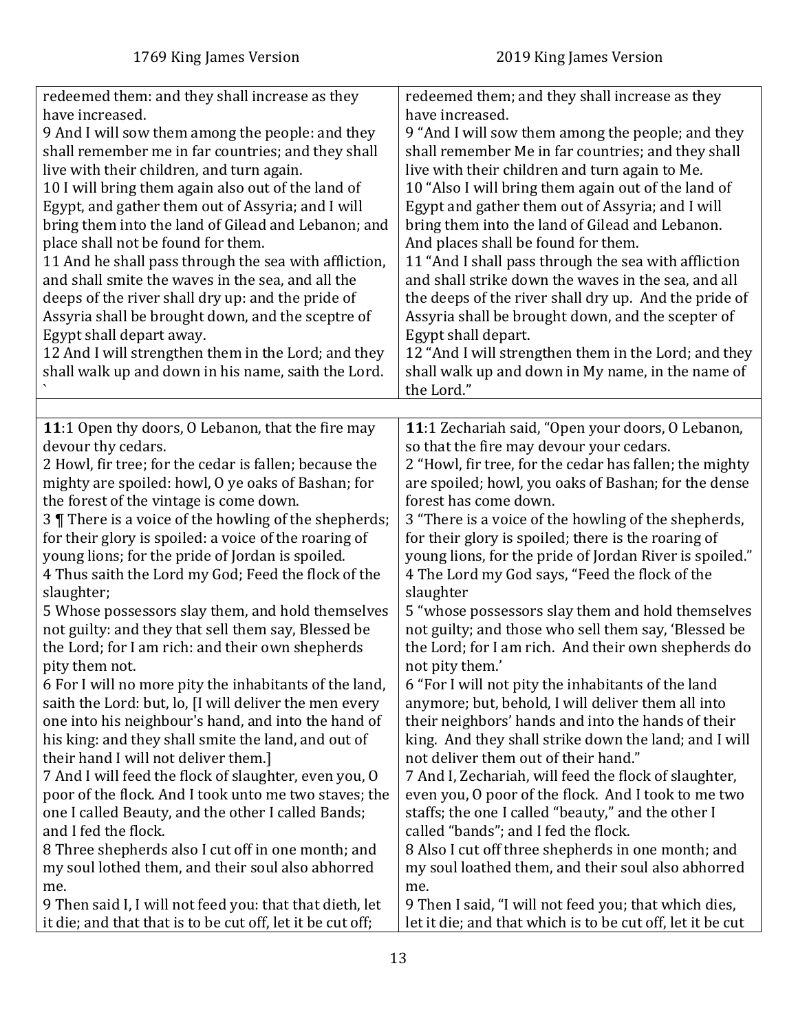| 1769 King James Version | 2019 King James Version |
|---|---|
| redeemed them: and they shall increase as they have increased.<br>9 And I will sow them among the people: and they shall remember me in far countries; and they shall live with their children, and turn again.<br>10 I will bring them again also out of the land of Egypt, and gather them out of Assyria; and I will bring them into the land of Gilead and Lebanon; and place shall not be found for them.<br>11 And he shall pass through the sea with affliction, and shall smite the waves in the sea, and all the deeps of the river shall dry up: and the pride of Assyria shall be brought down, and the sceptre of Egypt shall depart away.<br>12 And I will strengthen them in the Lord; and they shall walk up and down in his name, saith the Lord.<br>` | redeemed them; and they shall increase as they have increased.<br>9 "And I will sow them among the people; and they shall remember Me in far countries; and they shall live with their children and turn again to Me.<br>10 "Also I will bring them again out of the land of Egypt and gather them out of Assyria; and I will bring them into the land of Gilead and Lebanon. And places shall be found for them.<br>11 "And I shall pass through the sea with affliction and shall strike down the waves in the sea, and all the deeps of the river shall dry up. And the pride of Assyria shall be brought down, and the scepter of Egypt shall depart.<br>12 "And I will strengthen them in the Lord; and they shall walk up and down in My name, in the name of the Lord." |
| | |
| **11**:1 Open thy doors, O Lebanon, that the fire may devour thy cedars.<br>2 Howl, fir tree; for the cedar is fallen; because the mighty are spoiled: howl, O ye oaks of Bashan; for the forest of the vintage is come down.<br>3 ¶ There is a voice of the howling of the shepherds; for their glory is spoiled: a voice of the roaring of young lions; for the pride of Jordan is spoiled.<br>4 Thus saith the Lord my God; Feed the flock of the slaughter;<br>5 Whose possessors slay them, and hold themselves not guilty: and they that sell them say, Blessed be the Lord; for I am rich: and their own shepherds pity them not.<br>6 For I will no more pity the inhabitants of the land, saith the Lord: but, lo, [I will deliver the men every one into his neighbour's hand, and into the hand of his king: and they shall smite the land, and out of their hand I will not deliver them.]<br>7 And I will feed the flock of slaughter, even you, O poor of the flock. And I took unto me two staves; the one I called Beauty, and the other I called Bands; and I fed the flock.<br>8 Three shepherds also I cut off in one month; and my soul lothed them, and their soul also abhorred me.<br>9 Then said I, I will not feed you: that that dieth, let it die; and that that is to be cut off, let it be cut off; | **11**:1 Zechariah said, "Open your doors, O Lebanon, so that the fire may devour your cedars.<br>2 "Howl, fir tree, for the cedar has fallen; the mighty are spoiled; howl, you oaks of Bashan; for the dense forest has come down.<br>3 "There is a voice of the howling of the shepherds, for their glory is spoiled; there is the roaring of young lions, for the pride of Jordan River is spoiled."<br>4 The Lord my God says, "Feed the flock of the slaughter<br>5 "whose possessors slay them and hold themselves not guilty; and those who sell them say, 'Blessed be the Lord; for I am rich. And their own shepherds do not pity them.'<br>6 "For I will not pity the inhabitants of the land anymore; but, behold, I will deliver them all into their neighbors' hands and into the hands of their king. And they shall strike down the land; and I will not deliver them out of their hand."<br>7 And I, Zechariah, will feed the flock of slaughter, even you, O poor of the flock. And I took to me two staffs; the one I called "beauty," and the other I called "bands"; and I fed the flock.<br>8 Also I cut off three shepherds in one month; and my soul loathed them, and their soul also abhorred me.<br>9 Then I said, "I will not feed you; that which dies, let it die; and that which is to be cut off, let it be cut |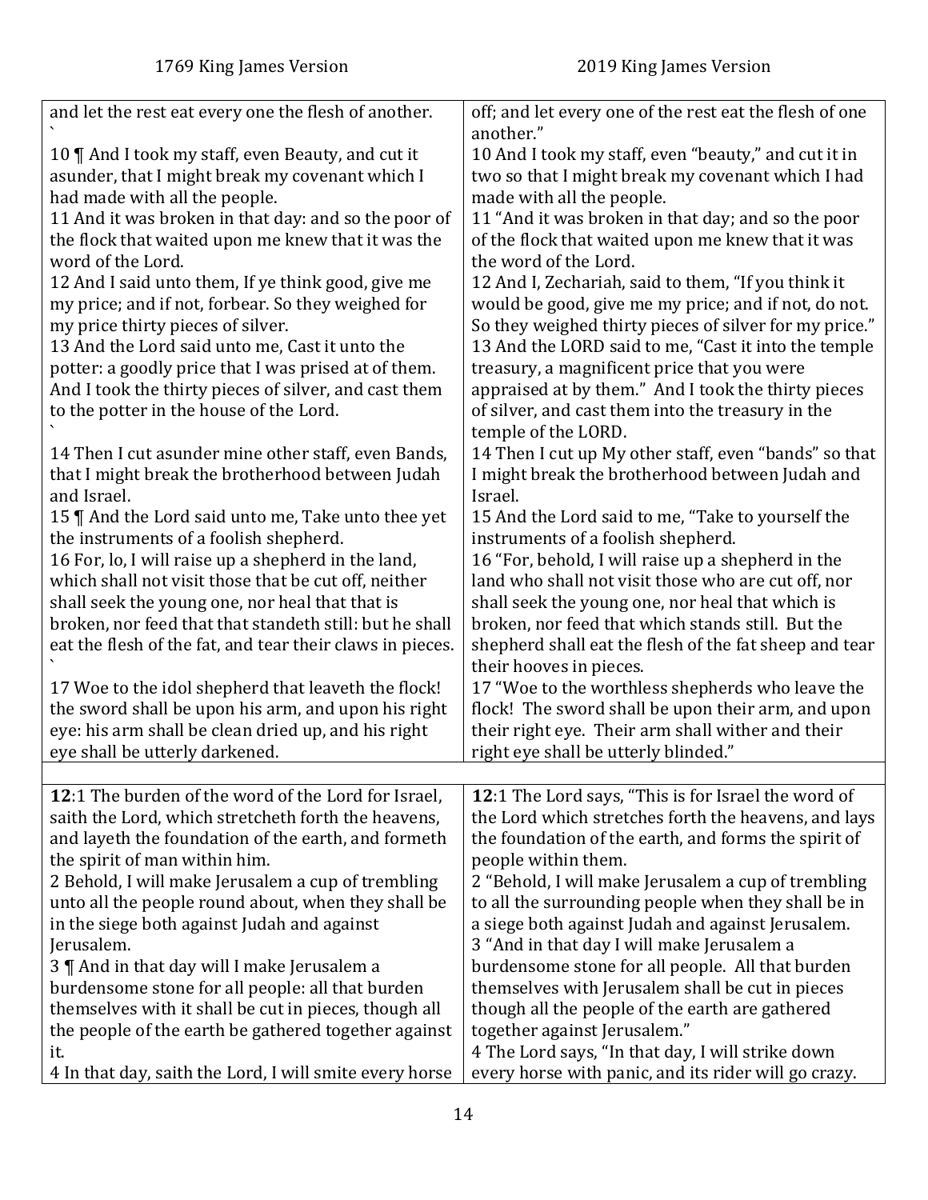| 1769 King James Version | 2019 King James Version |
| --- | --- |
| and let the rest eat every one the flesh of another. ` | off; and let every one of the rest eat the flesh of one another." |
| 10 ¶ And I took my staff, even Beauty, and cut it asunder, that I might break my covenant which I had made with all the people. | 10 And I took my staff, even "beauty," and cut it in two so that I might break my covenant which I had made with all the people. |
| 11 And it was broken in that day: and so the poor of the flock that waited upon me knew that it was the word of the Lord. | 11 "And it was broken in that day; and so the poor of the flock that waited upon me knew that it was the word of the Lord. |
| 12 And I said unto them, If ye think good, give me my price; and if not, forbear. So they weighed for my price thirty pieces of silver. | 12 And I, Zechariah, said to them, "If you think it would be good, give me my price; and if not, do not. So they weighed thirty pieces of silver for my price." |
| 13 And the Lord said unto me, Cast it unto the potter: a goodly price that I was prised at of them. And I took the thirty pieces of silver, and cast them to the potter in the house of the Lord. ` | 13 And the LORD said to me, "Cast it into the temple treasury, a magnificent price that you were appraised at by them." And I took the thirty pieces of silver, and cast them into the treasury in the temple of the LORD. |
| 14 Then I cut asunder mine other staff, even Bands, that I might break the brotherhood between Judah and Israel. | 14 Then I cut up My other staff, even "bands" so that I might break the brotherhood between Judah and Israel. |
| 15 ¶ And the Lord said unto me, Take unto thee yet the instruments of a foolish shepherd. | 15 And the Lord said to me, "Take to yourself the instruments of a foolish shepherd. |
| 16 For, lo, I will raise up a shepherd in the land, which shall not visit those that be cut off, neither shall seek the young one, nor heal that that is broken, nor feed that that standeth still: but he shall eat the flesh of the fat, and tear their claws in pieces. ` | 16 "For, behold, I will raise up a shepherd in the land who shall not visit those who are cut off, nor shall seek the young one, nor heal that which is broken, nor feed that which stands still. But the shepherd shall eat the flesh of the fat sheep and tear their hooves in pieces. |
| 17 Woe to the idol shepherd that leaveth the flock! the sword shall be upon his arm, and upon his right eye: his arm shall be clean dried up, and his right eye shall be utterly darkened. | 17 "Woe to the worthless shepherds who leave the flock! The sword shall be upon their arm, and upon their right eye. Their arm shall wither and their right eye shall be utterly blinded." |
| | |
| **12**:1 The burden of the word of the Lord for Israel, saith the Lord, which stretcheth forth the heavens, and layeth the foundation of the earth, and formeth the spirit of man within him. | **12**:1 The Lord says, "This is for Israel the word of the Lord which stretches forth the heavens, and lays the foundation of the earth, and forms the spirit of people within them. |
| 2 Behold, I will make Jerusalem a cup of trembling unto all the people round about, when they shall be in the siege both against Judah and against Jerusalem. | 2 "Behold, I will make Jerusalem a cup of trembling to all the surrounding people when they shall be in a siege both against Judah and against Jerusalem. |
| 3 ¶ And in that day will I make Jerusalem a burdensome stone for all people: all that burden themselves with it shall be cut in pieces, though all the people of the earth be gathered together against it. | 3 "And in that day I will make Jerusalem a burdensome stone for all people. All that burden themselves with Jerusalem shall be cut in pieces though all the people of the earth are gathered together against Jerusalem." |
| 4 In that day, saith the Lord, I will smite every horse | 4 The Lord says, "In that day, I will strike down every horse with panic, and its rider will go crazy. |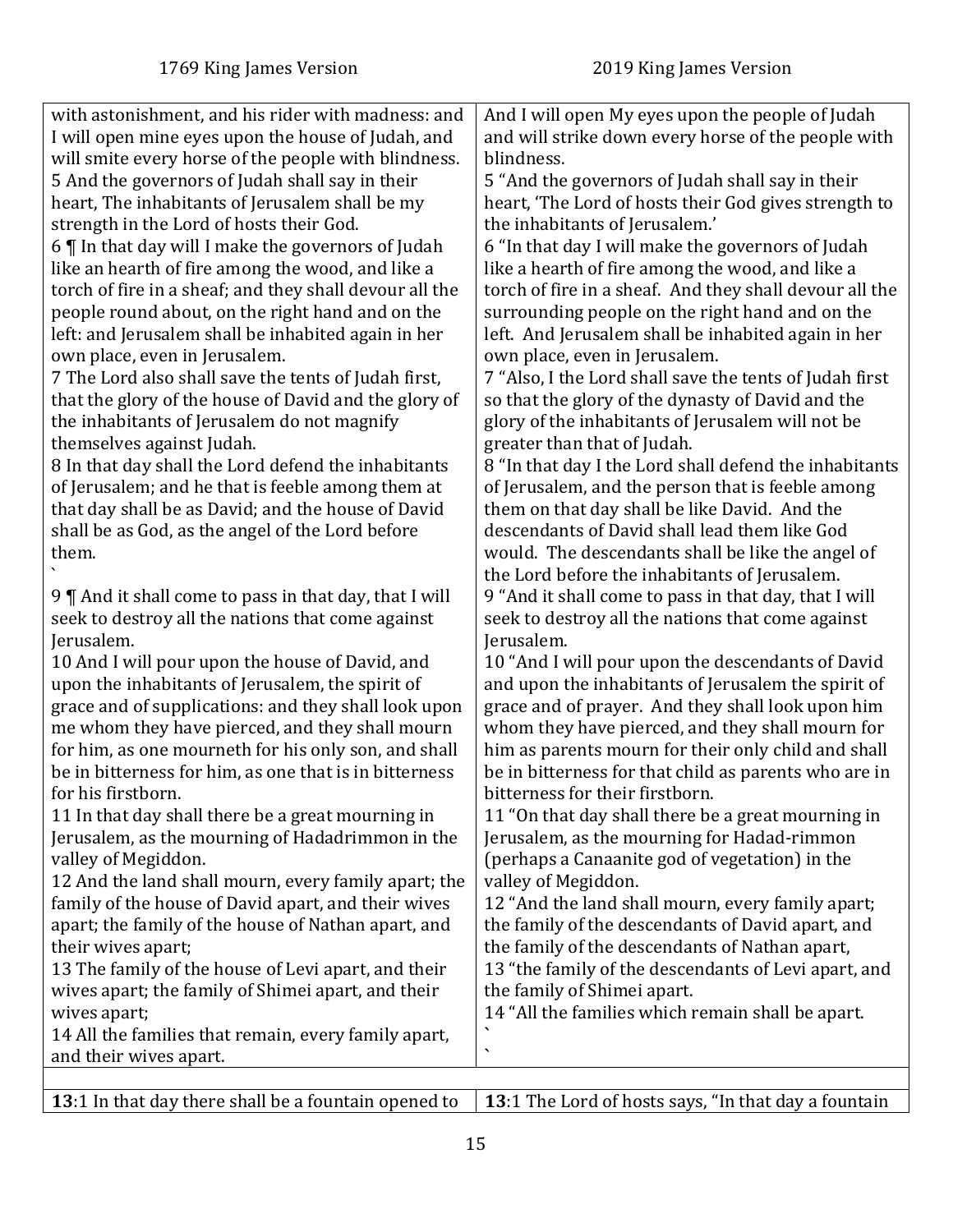| 1769 King James Version | 2019 King James Version |
| --- | --- |
| with astonishment, and his rider with madness: and I will open mine eyes upon the house of Judah, and will smite every horse of the people with blindness.<br>5 And the governors of Judah shall say in their heart, The inhabitants of Jerusalem shall be my strength in the Lord of hosts their God.<br>6 ¶ In that day will I make the governors of Judah like an hearth of fire among the wood, and like a torch of fire in a sheaf; and they shall devour all the people round about, on the right hand and on the left: and Jerusalem shall be inhabited again in her own place, even in Jerusalem.<br>7 The Lord also shall save the tents of Judah first, that the glory of the house of David and the glory of the inhabitants of Jerusalem do not magnify themselves against Judah.<br>8 In that day shall the Lord defend the inhabitants of Jerusalem; and he that is feeble among them at that day shall be as David; and the house of David shall be as God, as the angel of the Lord before them.<br>`<br>9 ¶ And it shall come to pass in that day, that I will seek to destroy all the nations that come against Jerusalem.<br>10 And I will pour upon the house of David, and upon the inhabitants of Jerusalem, the spirit of grace and of supplications: and they shall look upon me whom they have pierced, and they shall mourn for him, as one mourneth for his only son, and shall be in bitterness for him, as one that is in bitterness for his firstborn.<br>11 In that day shall there be a great mourning in Jerusalem, as the mourning of Hadadrimmon in the valley of Megiddon.<br>12 And the land shall mourn, every family apart; the family of the house of David apart, and their wives apart; the family of the house of Nathan apart, and their wives apart;<br>13 The family of the house of Levi apart, and their wives apart; the family of Shimei apart, and their wives apart;<br>14 All the families that remain, every family apart, and their wives apart. | And I will open My eyes upon the people of Judah and will strike down every horse of the people with blindness.<br>5 "And the governors of Judah shall say in their heart, 'The Lord of hosts their God gives strength to the inhabitants of Jerusalem.'<br>6 "In that day I will make the governors of Judah like a hearth of fire among the wood, and like a torch of fire in a sheaf. And they shall devour all the surrounding people on the right hand and on the left. And Jerusalem shall be inhabited again in her own place, even in Jerusalem.<br>7 "Also, I the Lord shall save the tents of Judah first so that the glory of the dynasty of David and the glory of the inhabitants of Jerusalem will not be greater than that of Judah.<br>8 "In that day I the Lord shall defend the inhabitants of Jerusalem, and the person that is feeble among them on that day shall be like David. And the descendants of David shall lead them like God would. The descendants shall be like the angel of the Lord before the inhabitants of Jerusalem.<br>9 "And it shall come to pass in that day, that I will seek to destroy all the nations that come against Jerusalem.<br>10 "And I will pour upon the descendants of David and upon the inhabitants of Jerusalem the spirit of grace and of prayer. And they shall look upon him whom they have pierced, and they shall mourn for him as parents mourn for their only child and shall be in bitterness for that child as parents who are in bitterness for their firstborn.<br>11 "On that day shall there be a great mourning in Jerusalem, as the mourning for Hadad-rimmon (perhaps a Canaanite god of vegetation) in the valley of Megiddon.<br>12 "And the land shall mourn, every family apart; the family of the descendants of David apart, and the family of the descendants of Nathan apart,<br>13 "the family of the descendants of Levi apart, and the family of Shimei apart.<br>14 "All the families which remain shall be apart.<br>`<br>` |
| | |
| **13**:1 In that day there shall be a fountain opened to | **13**:1 The Lord of hosts says, "In that day a fountain |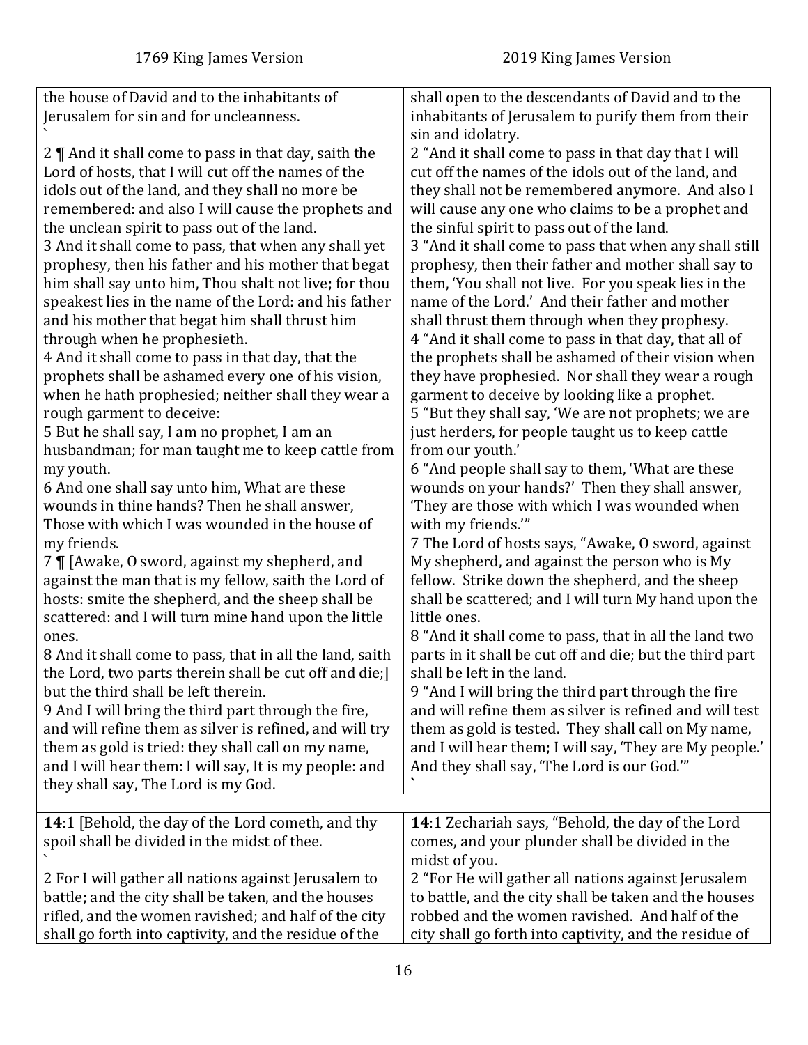| 1769 King James Version | 2019 King James Version |
|---|---|
| the house of David and to the inhabitants of Jerusalem for sin and for uncleanness. ` | shall open to the descendants of David and to the inhabitants of Jerusalem to purify them from their sin and idolatry. |
| 2 ¶ And it shall come to pass in that day, saith the Lord of hosts, that I will cut off the names of the idols out of the land, and they shall no more be remembered: and also I will cause the prophets and the unclean spirit to pass out of the land. | 2 "And it shall come to pass in that day that I will cut off the names of the idols out of the land, and they shall not be remembered anymore. And also I will cause any one who claims to be a prophet and the sinful spirit to pass out of the land. |
| 3 And it shall come to pass, that when any shall yet prophesy, then his father and his mother that begat him shall say unto him, Thou shalt not live; for thou speakest lies in the name of the Lord: and his father and his mother that begat him shall thrust him through when he prophesieth. | 3 "And it shall come to pass that when any shall still prophesy, then their father and mother shall say to them, 'You shall not live. For you speak lies in the name of the Lord.' And their father and mother shall thrust them through when they prophesy. |
| 4 And it shall come to pass in that day, that the prophets shall be ashamed every one of his vision, when he hath prophesied; neither shall they wear a rough garment to deceive: | 4 "And it shall come to pass in that day, that all of the prophets shall be ashamed of their vision when they have prophesied. Nor shall they wear a rough garment to deceive by looking like a prophet. |
| 5 But he shall say, I am no prophet, I am an husbandman; for man taught me to keep cattle from my youth. | 5 "But they shall say, 'We are not prophets; we are just herders, for people taught us to keep cattle from our youth.' |
| 6 And one shall say unto him, What are these wounds in thine hands? Then he shall answer, Those with which I was wounded in the house of my friends. | 6 "And people shall say to them, 'What are these wounds on your hands?' Then they shall answer, 'They are those with which I was wounded when with my friends.'" |
| 7 ¶ [Awake, O sword, against my shepherd, and against the man that is my fellow, saith the Lord of hosts: smite the shepherd, and the sheep shall be scattered: and I will turn mine hand upon the little ones. | 7 The Lord of hosts says, "Awake, O sword, against My shepherd, and against the person who is My fellow. Strike down the shepherd, and the sheep shall be scattered; and I will turn My hand upon the little ones. |
| 8 And it shall come to pass, that in all the land, saith the Lord, two parts therein shall be cut off and die;] but the third shall be left therein. | 8 "And it shall come to pass, that in all the land two parts in it shall be cut off and die; but the third part shall be left in the land. |
| 9 And I will bring the third part through the fire, and will refine them as silver is refined, and will try them as gold is tried: they shall call on my name, and I will hear them: I will say, It is my people: and they shall say, The Lord is my God. | 9 "And I will bring the third part through the fire and will refine them as silver is refined and will test them as gold is tested. They shall call on My name, and I will hear them; I will say, 'They are My people.' And they shall say, 'The Lord is our God.'" ` |
| | |
| **14**:1 [Behold, the day of the Lord cometh, and thy spoil shall be divided in the midst of thee. ` | **14**:1 Zechariah says, "Behold, the day of the Lord comes, and your plunder shall be divided in the midst of you. |
| 2 For I will gather all nations against Jerusalem to battle; and the city shall be taken, and the houses rifled, and the women ravished; and half of the city shall go forth into captivity, and the residue of the | 2 "For He will gather all nations against Jerusalem to battle, and the city shall be taken and the houses robbed and the women ravished. And half of the city shall go forth into captivity, and the residue of |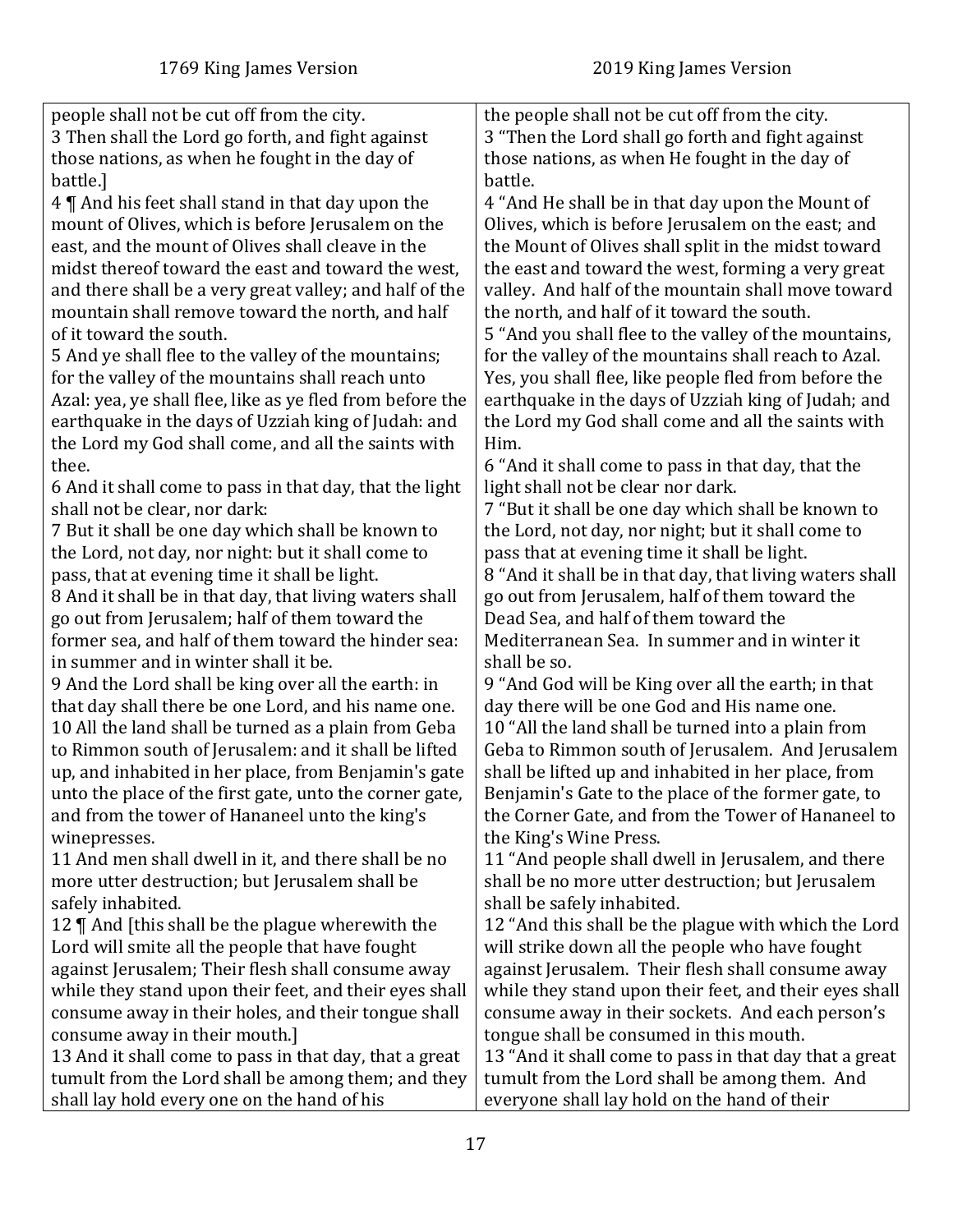| 1769 King James Version | 2019 King James Version |
|---|---|
| people shall not be cut off from the city. | the people shall not be cut off from the city. |
| 3 Then shall the Lord go forth, and fight against those nations, as when he fought in the day of battle.] | 3 "Then the Lord shall go forth and fight against those nations, as when He fought in the day of battle. |
| 4 ¶ And his feet shall stand in that day upon the mount of Olives, which is before Jerusalem on the east, and the mount of Olives shall cleave in the midst thereof toward the east and toward the west, and there shall be a very great valley; and half of the mountain shall remove toward the north, and half of it toward the south. | 4 "And He shall be in that day upon the Mount of Olives, which is before Jerusalem on the east; and the Mount of Olives shall split in the midst toward the east and toward the west, forming a very great valley. And half of the mountain shall move toward the north, and half of it toward the south. |
| 5 And ye shall flee to the valley of the mountains; for the valley of the mountains shall reach unto Azal: yea, ye shall flee, like as ye fled from before the earthquake in the days of Uzziah king of Judah: and the Lord my God shall come, and all the saints with thee. | 5 "And you shall flee to the valley of the mountains, for the valley of the mountains shall reach to Azal. Yes, you shall flee, like people fled from before the earthquake in the days of Uzziah king of Judah; and the Lord my God shall come and all the saints with Him. |
| 6 And it shall come to pass in that day, that the light shall not be clear, nor dark: | 6 "And it shall come to pass in that day, that the light shall not be clear nor dark. |
| 7 But it shall be one day which shall be known to the Lord, not day, nor night: but it shall come to pass, that at evening time it shall be light. | 7 "But it shall be one day which shall be known to the Lord, not day, nor night; but it shall come to pass that at evening time it shall be light. |
| 8 And it shall be in that day, that living waters shall go out from Jerusalem; half of them toward the former sea, and half of them toward the hinder sea: in summer and in winter shall it be. | 8 "And it shall be in that day, that living waters shall go out from Jerusalem, half of them toward the Dead Sea, and half of them toward the Mediterranean Sea. In summer and in winter it shall be so. |
| 9 And the Lord shall be king over all the earth: in that day shall there be one Lord, and his name one. | 9 "And God will be King over all the earth; in that day there will be one God and His name one. |
| 10 All the land shall be turned as a plain from Geba to Rimmon south of Jerusalem: and it shall be lifted up, and inhabited in her place, from Benjamin's gate unto the place of the first gate, unto the corner gate, and from the tower of Hananeel unto the king's winepresses. | 10 "All the land shall be turned into a plain from Geba to Rimmon south of Jerusalem. And Jerusalem shall be lifted up and inhabited in her place, from Benjamin's Gate to the place of the former gate, to the Corner Gate, and from the Tower of Hananeel to the King's Wine Press. |
| 11 And men shall dwell in it, and there shall be no more utter destruction; but Jerusalem shall be safely inhabited. | 11 "And people shall dwell in Jerusalem, and there shall be no more utter destruction; but Jerusalem shall be safely inhabited. |
| 12 ¶ And [this shall be the plague wherewith the Lord will smite all the people that have fought against Jerusalem; Their flesh shall consume away while they stand upon their feet, and their eyes shall consume away in their holes, and their tongue shall consume away in their mouth.] | 12 "And this shall be the plague with which the Lord will strike down all the people who have fought against Jerusalem. Their flesh shall consume away while they stand upon their feet, and their eyes shall consume away in their sockets. And each person's tongue shall be consumed in this mouth. |
| 13 And it shall come to pass in that day, that a great tumult from the Lord shall be among them; and they shall lay hold every one on the hand of his | 13 "And it shall come to pass in that day that a great tumult from the Lord shall be among them. And everyone shall lay hold on the hand of their |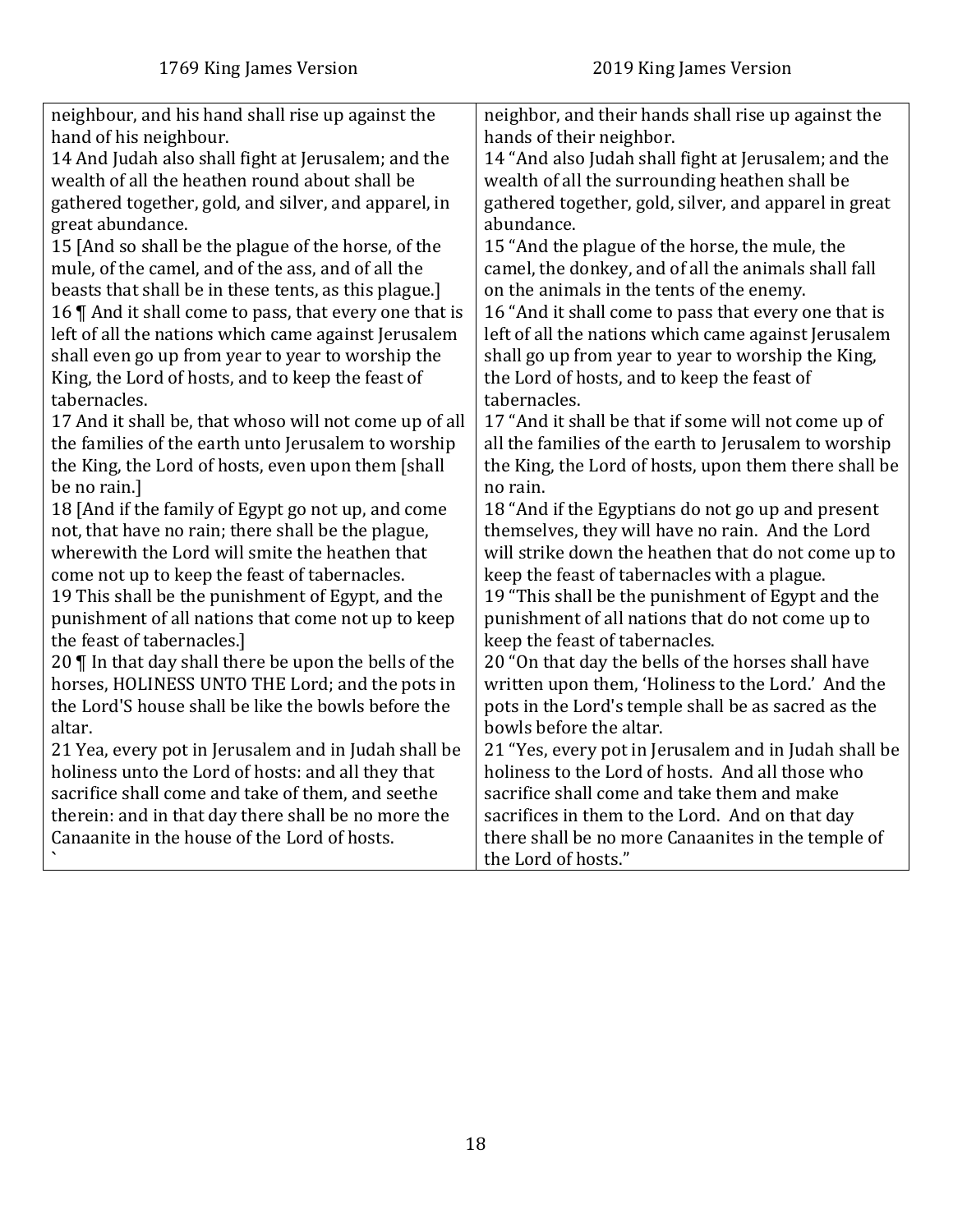| 1769 King James Version | 2019 King James Version |
|---|---|
| neighbour, and his hand shall rise up against the hand of his neighbour. | neighbor, and their hands shall rise up against the hands of their neighbor. |
| 14 And Judah also shall fight at Jerusalem; and the wealth of all the heathen round about shall be gathered together, gold, and silver, and apparel, in great abundance. | 14 "And also Judah shall fight at Jerusalem; and the wealth of all the surrounding heathen shall be gathered together, gold, silver, and apparel in great abundance. |
| 15 [And so shall be the plague of the horse, of the mule, of the camel, and of the ass, and of all the beasts that shall be in these tents, as this plague.] | 15 "And the plague of the horse, the mule, the camel, the donkey, and of all the animals shall fall on the animals in the tents of the enemy. |
| 16 ¶ And it shall come to pass, that every one that is left of all the nations which came against Jerusalem shall even go up from year to year to worship the King, the Lord of hosts, and to keep the feast of tabernacles. | 16 "And it shall come to pass that every one that is left of all the nations which came against Jerusalem shall go up from year to year to worship the King, the Lord of hosts, and to keep the feast of tabernacles. |
| 17 And it shall be, that whoso will not come up of all the families of the earth unto Jerusalem to worship the King, the Lord of hosts, even upon them [shall be no rain.] | 17 "And it shall be that if some will not come up of all the families of the earth to Jerusalem to worship the King, the Lord of hosts, upon them there shall be no rain. |
| 18 [And if the family of Egypt go not up, and come not, that have no rain; there shall be the plague, wherewith the Lord will smite the heathen that come not up to keep the feast of tabernacles. | 18 "And if the Egyptians do not go up and present themselves, they will have no rain. And the Lord will strike down the heathen that do not come up to keep the feast of tabernacles with a plague. |
| 19 This shall be the punishment of Egypt, and the punishment of all nations that come not up to keep the feast of tabernacles.] | 19 "This shall be the punishment of Egypt and the punishment of all nations that do not come up to keep the feast of tabernacles. |
| 20 ¶ In that day shall there be upon the bells of the horses, HOLINESS UNTO THE Lord; and the pots in the Lord'S house shall be like the bowls before the altar. | 20 "On that day the bells of the horses shall have written upon them, 'Holiness to the Lord.' And the pots in the Lord's temple shall be as sacred as the bowls before the altar. |
| 21 Yea, every pot in Jerusalem and in Judah shall be holiness unto the Lord of hosts: and all they that sacrifice shall come and take of them, and seethe therein: and in that day there shall be no more the Canaanite in the house of the Lord of hosts. ` | 21 "Yes, every pot in Jerusalem and in Judah shall be holiness to the Lord of hosts. And all those who sacrifice shall come and take them and make sacrifices in them to the Lord. And on that day there shall be no more Canaanites in the temple of the Lord of hosts." |